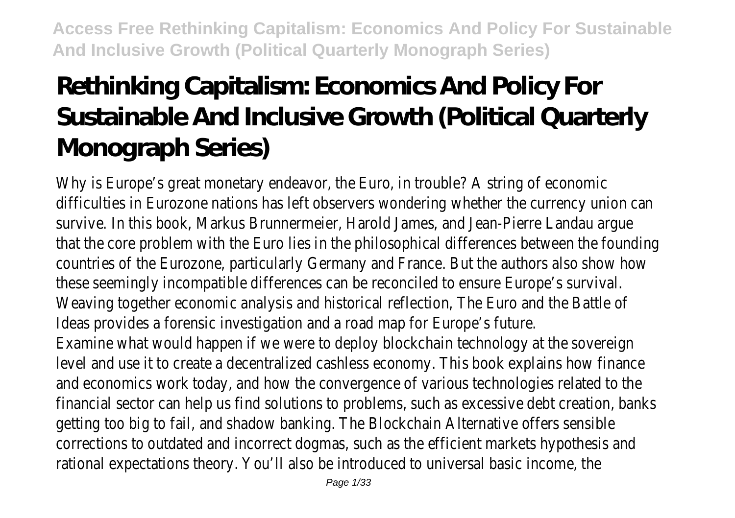# Rethinking Capitalism: Economics And Policy For Sustainable And Inclusive Growth (Political Quarterly Monograph Series)

Why is Europe's great monetary endeavor, the Euro, in trouble? A string of economic difficulties in Eurozone nations has left observers wondering whether the currency union can survive. In this book, Markus Brunnermeier, Harold James, and Jean-Pierre Landau argue that the core problem with the Euro lies in the philosophical differences between the founding countries of the Eurozone, particularly Germany and France. But the authors also show how these seemingly incompatible differences can be reconciled to ensure Europe's survival. Weaving together economic analysis and historical reflection, The Euro and the Battle of Ideas provides a forensic investigation and a road map for Europe's future.

Examine what would happen if we were to deploy blockchain technology at the sovereign level and use it to create a decentralized cashless economy. This book explains how finance and economics work today, and how the convergence of various technologies related to the financial sector can help us find solutions to problems, such as excessive debt creation, banks getting too big to fail, and shadow banking. The Blockchain Alternative offers sensible corrections to outdated and incorrect dogmas, such as the efficient markets hypothesis and rational expectations theory. You'll also be introduced to universal basic income, the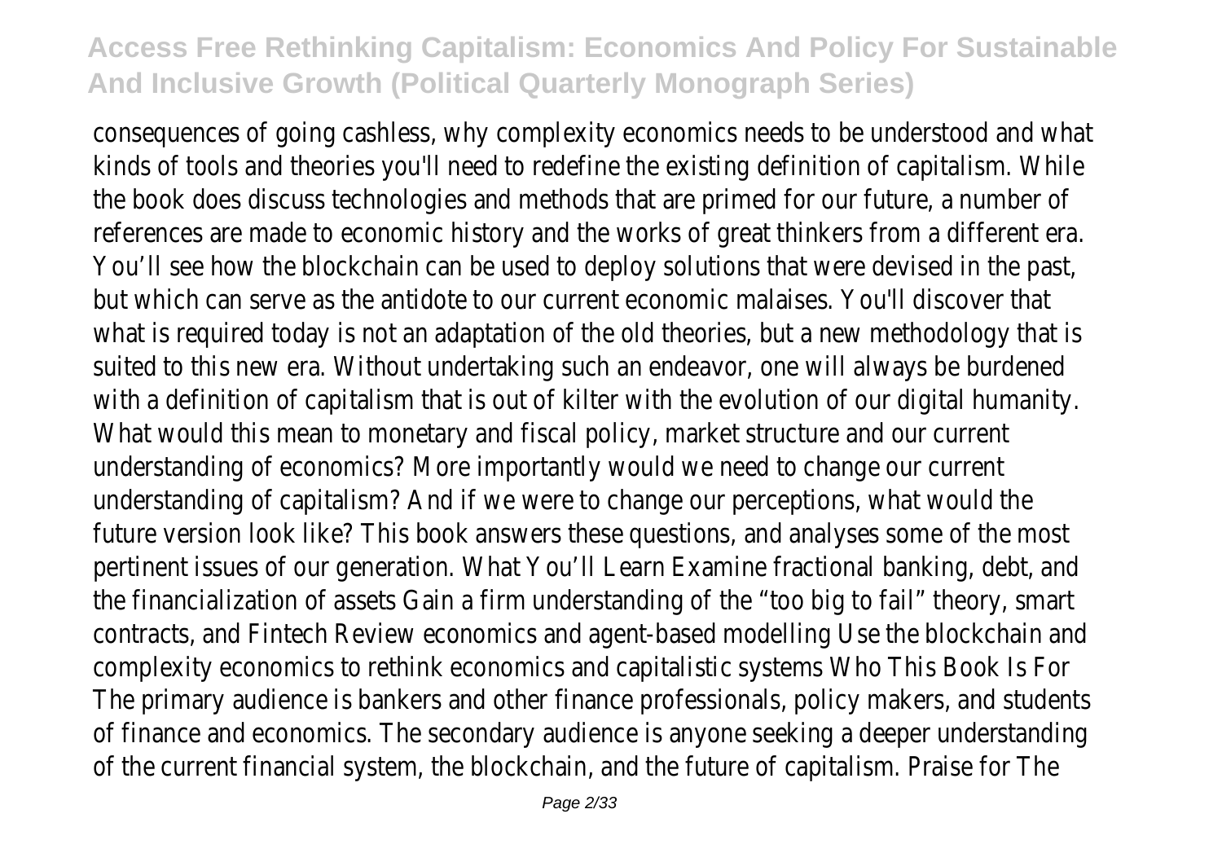consequences of going cashless, why complexity economics needs to be understood and what kinds of tools and theories you'll need to redefine the existing definition of capitalism. While the book does discuss technologies and methods that are primed for our future, a number of references are made to economic history and the works of great thinkers from a different era. You'll see how the blockchain can be used to deploy solutions that were devised in the past, but which can serve as the antidote to our current economic malaises. You'll discover that what is required today is not an adaptation of the old theories, but a new methodology that is suited to this new era. Without undertaking such an endeavor, one will always be burdened with a definition of capitalism that is out of kilter with the evolution of our digital humanity. What would this mean to monetary and fiscal policy, market structure and our current understanding of economics? More importantly would we need to change our current understanding of capitalism? And if we were to change our perceptions, what would the future version look like? This book answers these questions, and analyses some of the most pertinent issues of our generation. What You'll Learn Examine fractional banking, debt, and the financialization of assets Gain a firm understanding of the "too big to fail" theory, smart contracts, and Fintech Review economics and agent-based modelling Use the blockchain and complexity economics to rethink economics and capitalistic systems Who This Book Is For The primary audience is bankers and other finance professionals, policy makers, and students of finance and economics. The secondary audience is anyone seeking a deeper understanding of the current financial system, the blockchain, and the future of capitalism. Praise for The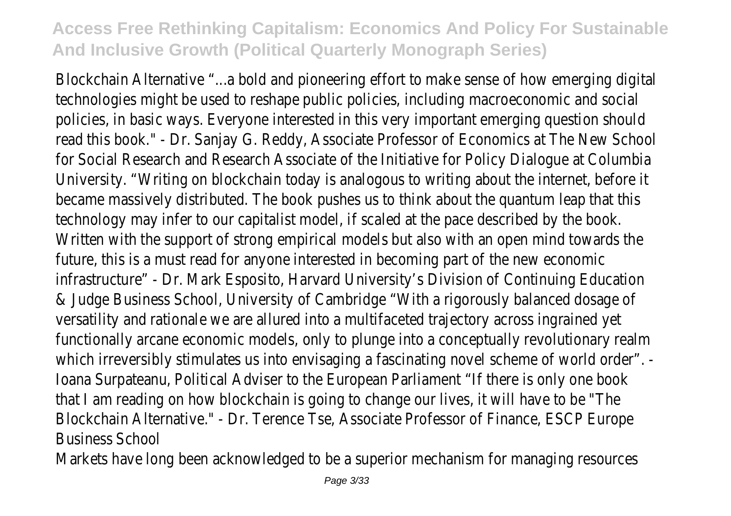Blockchain Alternative "...a bold and pioneering effort to make sense of how emerging digital technologies might be used to reshape public policies, including macroeconomic and social policies, in basic ways. Everyone interested in this very important emerging question should read this book." - Dr. Sanjay G. Reddy, Associate Professor of Economics at The New School for Social Research and Research Associate of the Initiative for Policy Dialogue at Columbia University. "Writing on blockchain today is analogous to writing about the internet, before it became massively distributed. The book pushes us to think about the quantum leap that this technology may infer to our capitalist model, if scaled at the pace described by the book. Written with the support of strong empirical models but also with an open mind towards the future, this is a must read for anyone interested in becoming part of the new economic infrastructure" - Dr. Mark Esposito, Harvard University's Division of Continuing Education & Judge Business School, University of Cambridge "With a rigorously balanced dosage of versatility and rationale we are allured into a multifaceted trajectory across ingrained yet functionally arcane economic models, only to plunge into a conceptually revolutionary realm which irreversibly stimulates us into envisaging a fascinating novel scheme of world order". - Ioana Surpateanu, Political Adviser to the European Parliament "If there is only one book that I am reading on how blockchain is going to change our lives, it will have to be "The Blockchain Alternative." - Dr. Terence Tse, Associate Professor of Finance, ESCP Europe Business School

Markets have long been acknowledged to be a superior mechanism for managing resources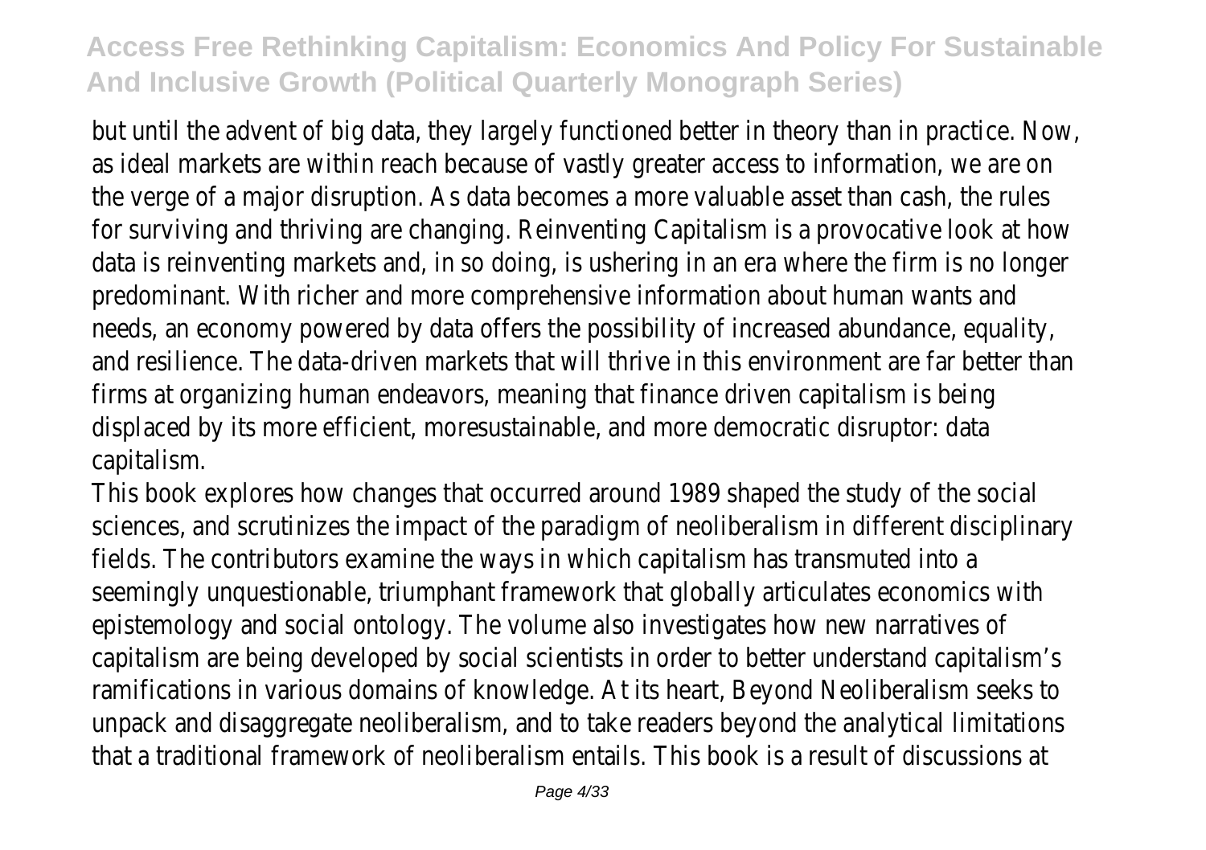but until the advent of big data, they largely functioned better in theory than in practice. Now, as ideal markets are within reach because of vastly greater access to information, we are on the verge of a major disruption. As data becomes a more valuable asset than cash, the rules for surviving and thriving are changing. Reinventing Capitalism is a provocative look at how data is reinventing markets and, in so doing, is ushering in an era where the firm is no longer predominant. With richer and more comprehensive information about human wants and needs, an economy powered by data offers the possibility of increased abundance, equality, and resilience. The data-driven markets that will thrive in this environment are far better than firms at organizing human endeavors, meaning that finance driven capitalism is being displaced by its more efficient, moresustainable, and more democratic disruptor: data capitalism.

This book explores how changes that occurred around 1989 shaped the study of the social sciences, and scrutinizes the impact of the paradigm of neoliberalism in different disciplinary fields. The contributors examine the ways in which capitalism has transmuted into a seemingly unquestionable, triumphant framework that globally articulates economics with epistemology and social ontology. The volume also investigates how new narratives of capitalism are being developed by social scientists in order to better understand capitalism's ramifications in various domains of knowledge. At its heart, Beyond Neoliberalism seeks to unpack and disaggregate neoliberalism, and to take readers beyond the analytical limitations that a traditional framework of neoliberalism entails. This book is a result of discussions at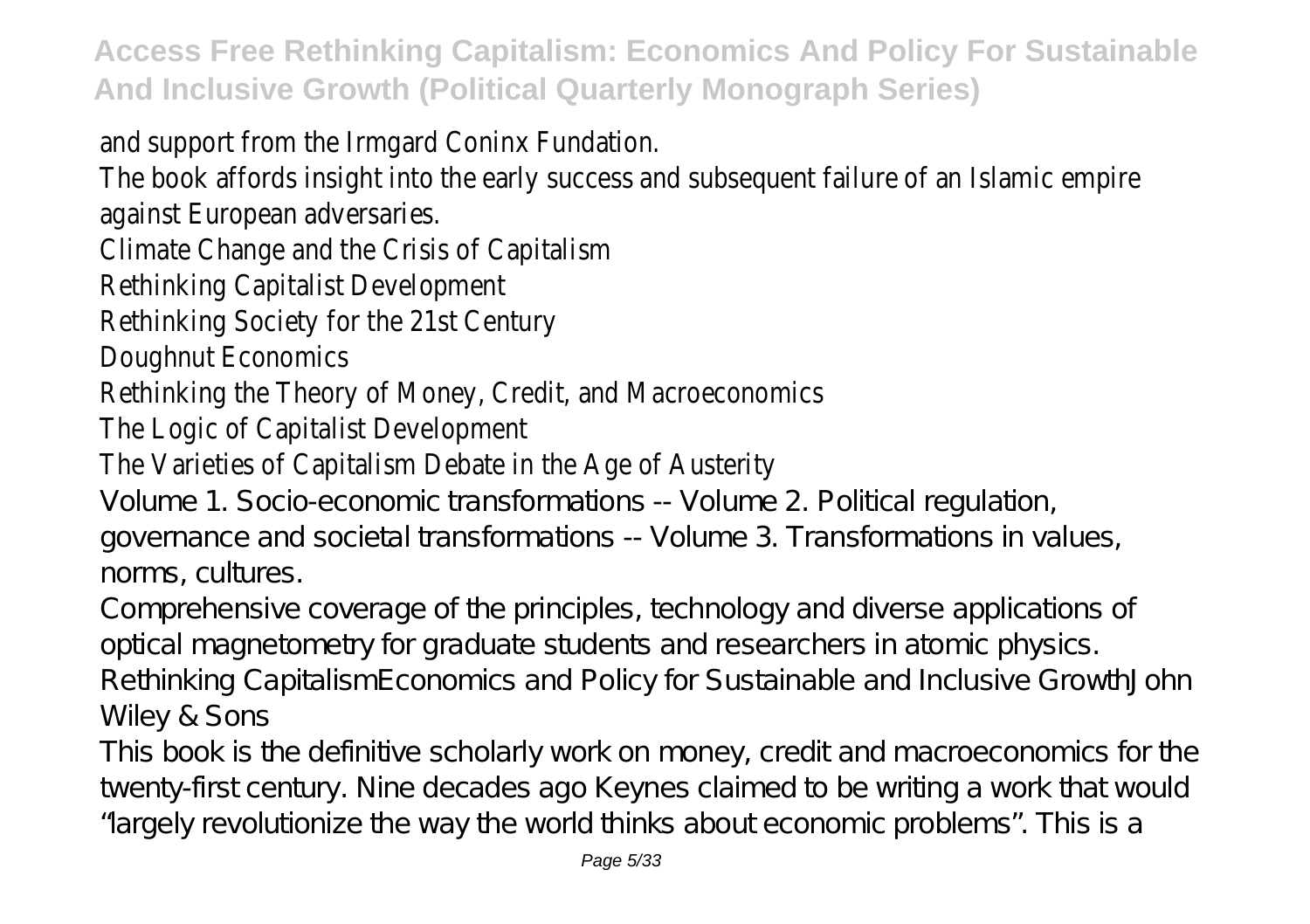and support from the Irmgard Coninx Fundation.

The book affords insight into the early success and subsequent failure of an Islamic empire against European adversaries.

Climate Change and the Crisis of Capitalism

Rethinking Capitalist Development

Rethinking Society for the 21st Century

Doughnut Economics

Rethinking the Theory of Money, Credit, and Macroeconomics

The Logic of Capitalist Development

The Varieties of Capitalism Debate in the Age of Austerity

Volume 1. Socio-economic transformations -- Volume 2. Political regulation, governance and societal transformations -- Volume 3. Transformations in values, norms, cultures.

Comprehensive coverage of the principles, technology and diverse applications of optical magnetometry for graduate students and researchers in atomic physics.

Rethinking CapitalismEconomics and Policy for Sustainable and Inclusive GrowthJohn Wiley & Sons

This book is the definitive scholarly work on money, credit and macroeconomics for the twenty-first century. Nine decades ago Keynes claimed to be writing a work that would "largely revolutionize the way the world thinks about economic problems". This is a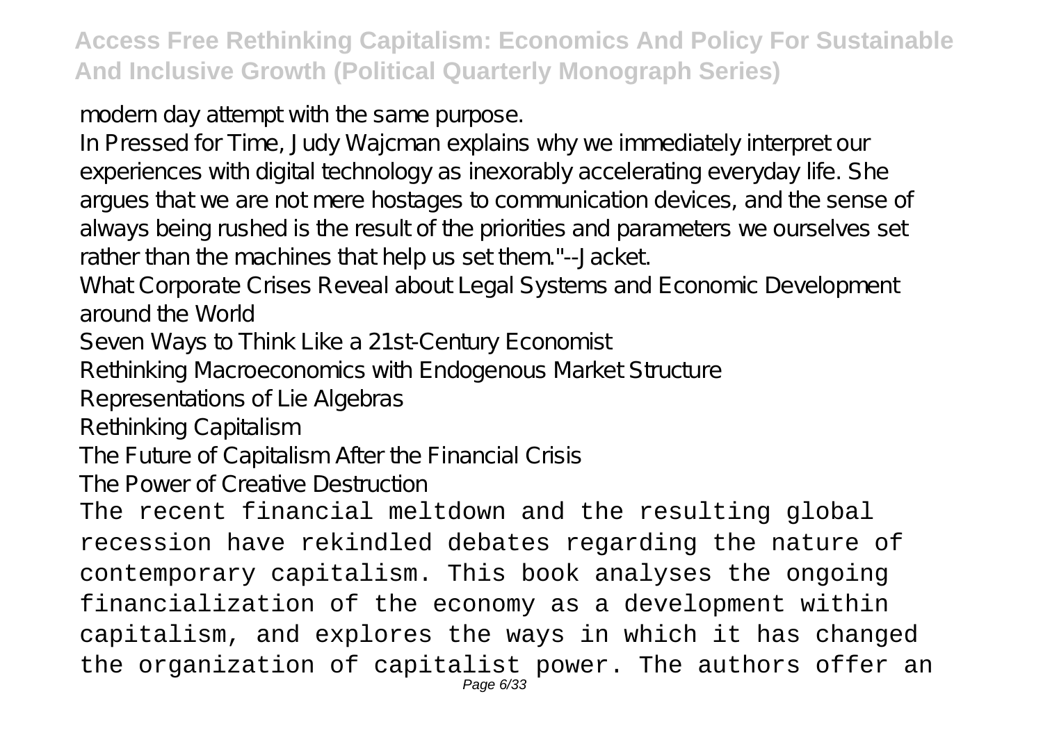modern day attempt with the same purpose.

In Pressed for Time, Judy Wajcman explains why we immediately interpret our experiences with digital technology as inexorably accelerating everyday life. She argues that we are not mere hostages to communication devices, and the sense of always being rushed is the result of the priorities and parameters we ourselves set rather than the machines that help us set them."--Jacket.

What Corporate Crises Reveal about Legal Systems and Economic Development around the World

Seven Ways to Think Like a 21st-Century Economist

Rethinking Macroeconomics with Endogenous Market Structure

Representations of Lie Algebras

Rethinking Capitalism

The Future of Capitalism After the Financial Crisis

The Power of Creative Destruction

The recent financial meltdown and the resulting global recession have rekindled debates regarding the nature of contemporary capitalism. This book analyses the ongoing financialization of the economy as a development within capitalism, and explores the ways in which it has changed the organization of capitalist power. The authors offer an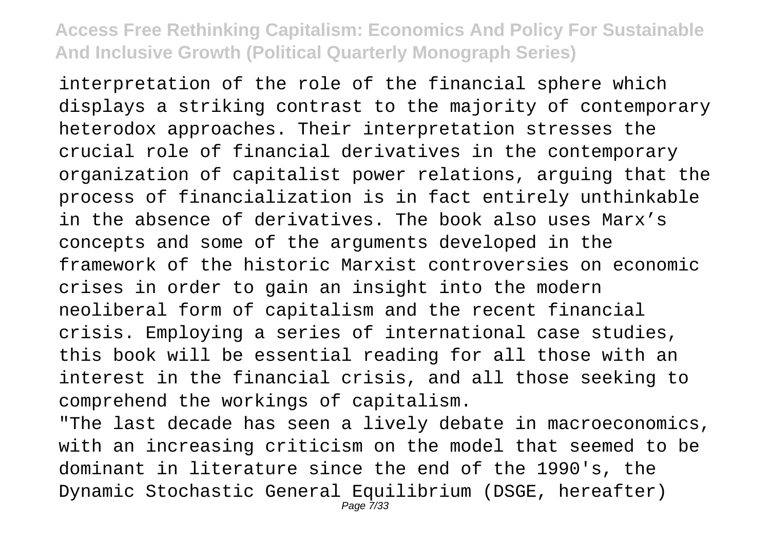interpretation of the role of the financial sphere which displays a striking contrast to the majority of contemporary heterodox approaches. Their interpretation stresses the crucial role of financial derivatives in the contemporary organization of capitalist power relations, arguing that the process of financialization is in fact entirely unthinkable in the absence of derivatives. The book also uses Marx’s concepts and some of the arguments developed in the framework of the historic Marxist controversies on economic crises in order to gain an insight into the modern neoliberal form of capitalism and the recent financial crisis. Employing a series of international case studies, this book will be essential reading for all those with an interest in the financial crisis, and all those seeking to comprehend the workings of capitalism.

"The last decade has seen a lively debate in macroeconomics, with an increasing criticism on the model that seemed to be dominant in literature since the end of the 1990's, the Dynamic Stochastic General Equilibrium (DSGE, hereafter)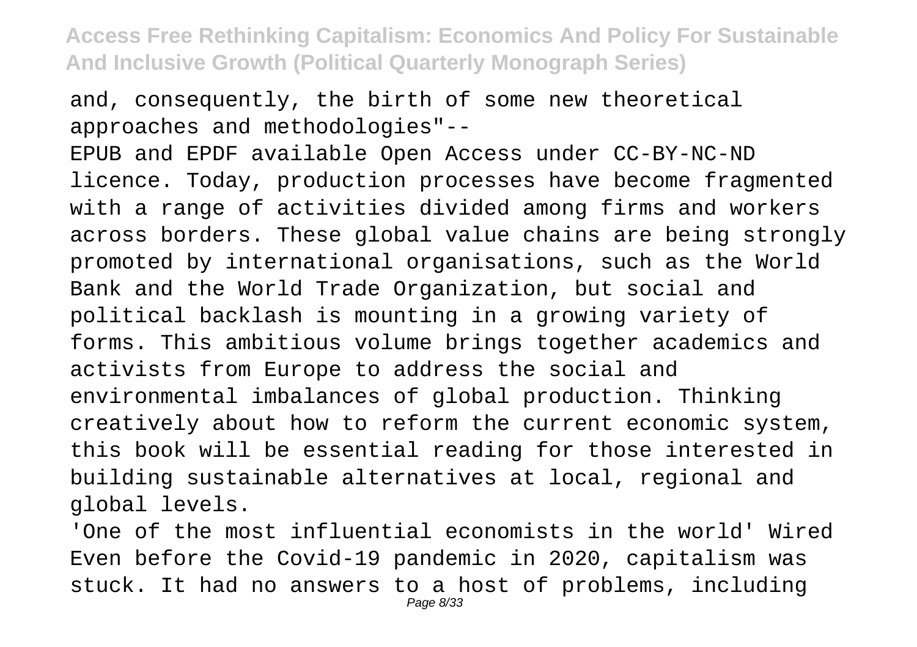and, consequently, the birth of some new theoretical approaches and methodologies"--

EPUB and EPDF available Open Access under CC-BY-NC-ND licence. Today, production processes have become fragmented with a range of activities divided among firms and workers across borders. These global value chains are being strongly promoted by international organisations, such as the World Bank and the World Trade Organization, but social and political backlash is mounting in a growing variety of forms. This ambitious volume brings together academics and activists from Europe to address the social and environmental imbalances of global production. Thinking creatively about how to reform the current economic system, this book will be essential reading for those interested in building sustainable alternatives at local, regional and global levels.

'One of the most influential economists in the world' Wired Even before the Covid-19 pandemic in 2020, capitalism was stuck. It had no answers to a host of problems, including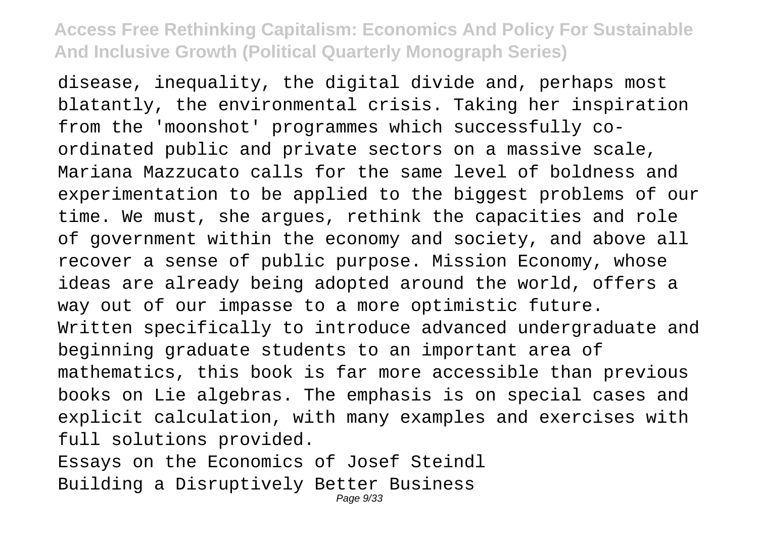disease, inequality, the digital divide and, perhaps most blatantly, the environmental crisis. Taking her inspiration from the 'moonshot' programmes which successfully co-ordinated public and private sectors on a massive scale, Mariana Mazzucato calls for the same level of boldness and experimentation to be applied to the biggest problems of our time. We must, she argues, rethink the capacities and role of government within the economy and society, and above all recover a sense of public purpose. Mission Economy, whose ideas are already being adopted around the world, offers a way out of our impasse to a more optimistic future.

Written specifically to introduce advanced undergraduate and beginning graduate students to an important area of mathematics, this book is far more accessible than previous books on Lie algebras. The emphasis is on special cases and explicit calculation, with many examples and exercises with full solutions provided.

Essays on the Economics of Josef Steindl

Building a Disruptively Better Business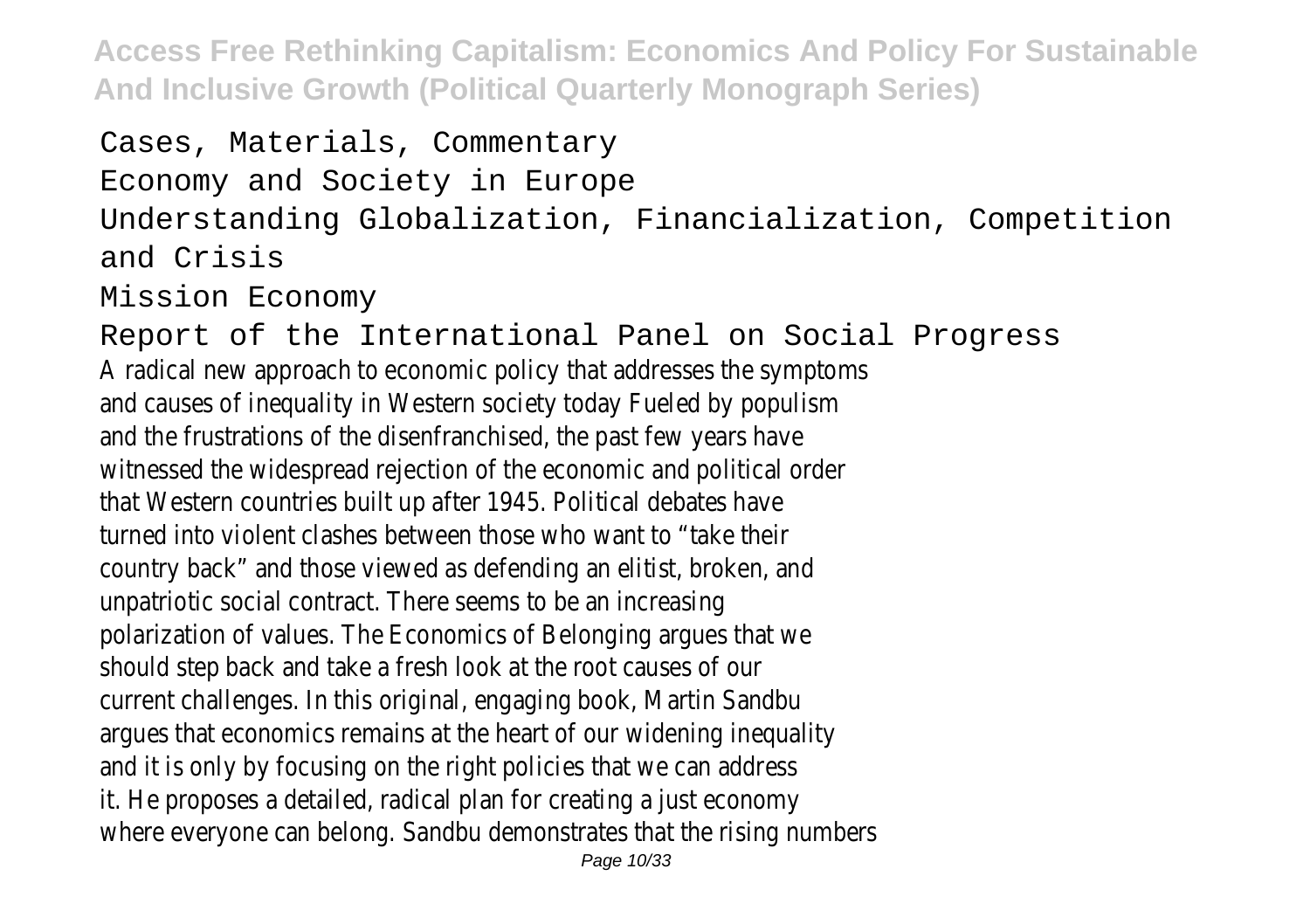Cases, Materials, Commentary

Economy and Society in Europe

Understanding Globalization, Financialization, Competition and Crisis

Mission Economy

Report of the International Panel on Social Progress

A radical new approach to economic policy that addresses the symptoms and causes of inequality in Western society today Fueled by populism and the frustrations of the disenfranchised, the past few years have witnessed the widespread rejection of the economic and political order that Western countries built up after 1945. Political debates have turned into violent clashes between those who want to "take their country back" and those viewed as defending an elitist, broken, and unpatriotic social contract. There seems to be an increasing polarization of values. The Economics of Belonging argues that we should step back and take a fresh look at the root causes of our current challenges. In this original, engaging book, Martin Sandbu argues that economics remains at the heart of our widening inequality and it is only by focusing on the right policies that we can address it. He proposes a detailed, radical plan for creating a just economy where everyone can belong. Sandbu demonstrates that the rising numbers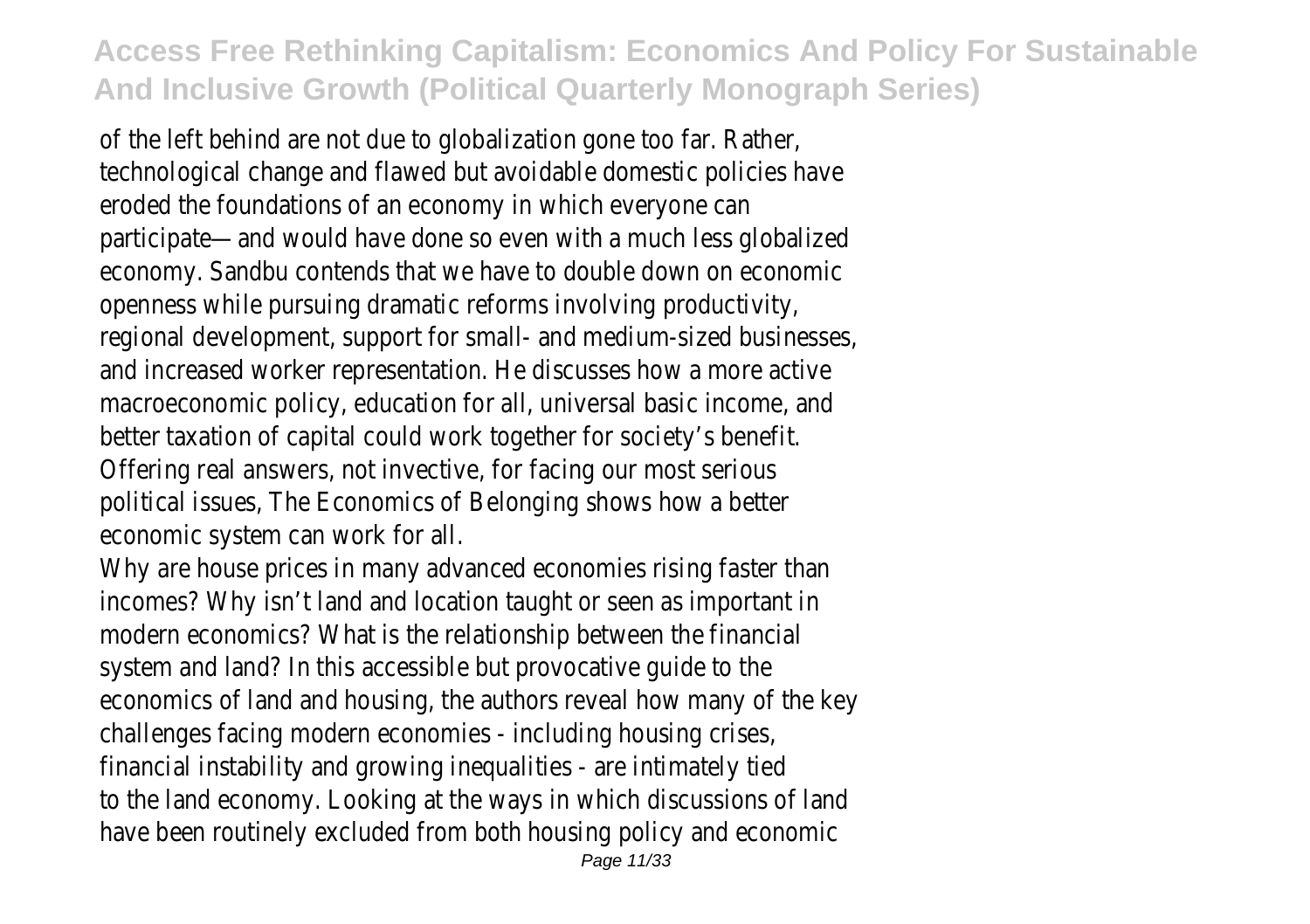of the left behind are not due to globalization gone too far. Rather, technological change and flawed but avoidable domestic policies have eroded the foundations of an economy in which everyone can participate—and would have done so even with a much less globalized economy. Sandbu contends that we have to double down on economic openness while pursuing dramatic reforms involving productivity, regional development, support for small- and medium-sized businesses, and increased worker representation. He discusses how a more active macroeconomic policy, education for all, universal basic income, and better taxation of capital could work together for society's benefit. Offering real answers, not invective, for facing our most serious political issues, The Economics of Belonging shows how a better economic system can work for all.

Why are house prices in many advanced economies rising faster than incomes? Why isn't land and location taught or seen as important in modern economics? What is the relationship between the financial system and land? In this accessible but provocative guide to the economics of land and housing, the authors reveal how many of the key challenges facing modern economies - including housing crises, financial instability and growing inequalities - are intimately tied to the land economy. Looking at the ways in which discussions of land have been routinely excluded from both housing policy and economic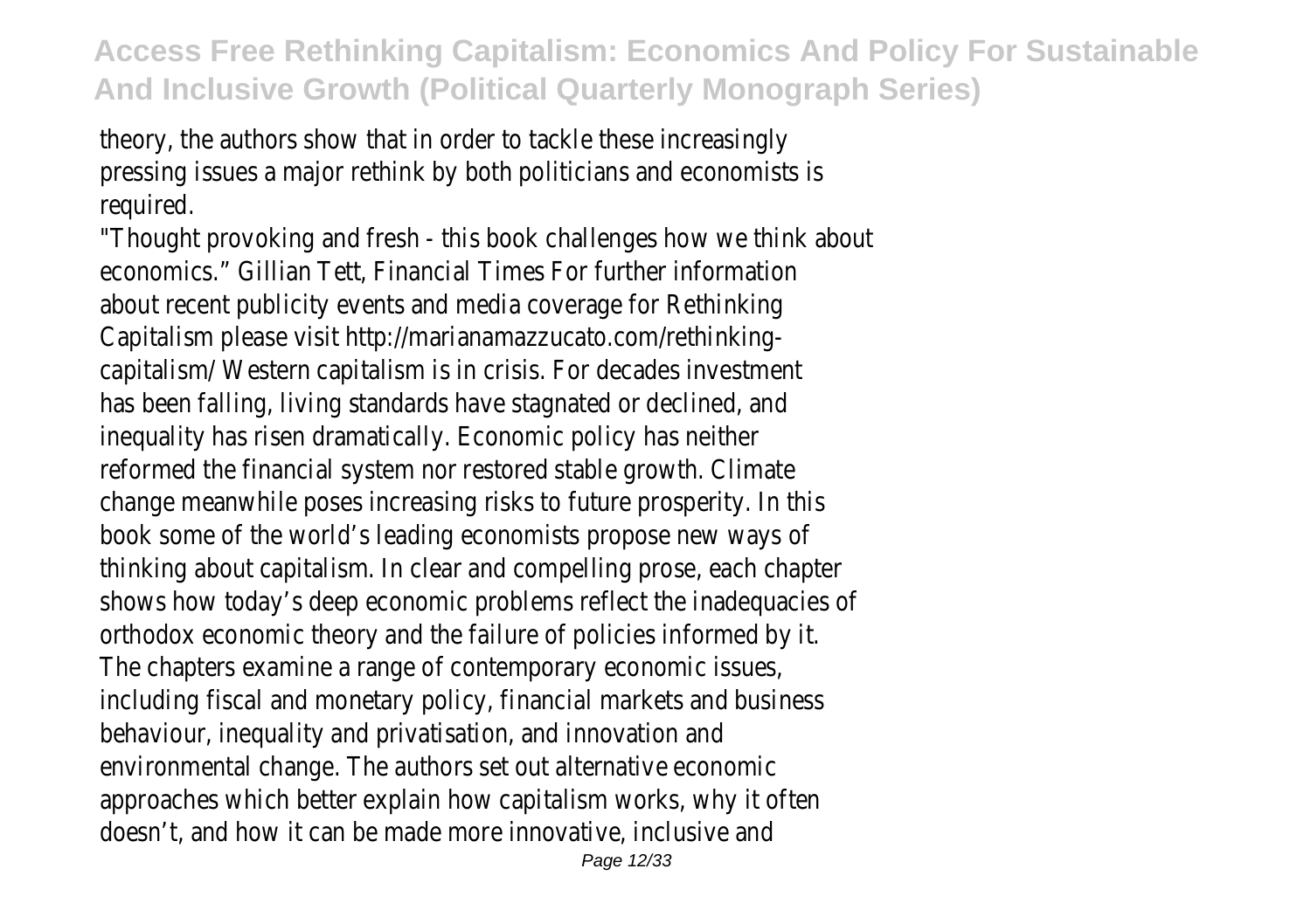theory, the authors show that in order to tackle these increasingly pressing issues a major rethink by both politicians and economists is required.

"Thought provoking and fresh - this book challenges how we think about economics." Gillian Tett, Financial Times For further information about recent publicity events and media coverage for Rethinking Capitalism please visit http://marianamazzucato.com/rethinking-capitalism/ Western capitalism is in crisis. For decades investment has been falling, living standards have stagnated or declined, and inequality has risen dramatically. Economic policy has neither reformed the financial system nor restored stable growth. Climate change meanwhile poses increasing risks to future prosperity. In this book some of the world's leading economists propose new ways of thinking about capitalism. In clear and compelling prose, each chapter shows how today's deep economic problems reflect the inadequacies of orthodox economic theory and the failure of policies informed by it. The chapters examine a range of contemporary economic issues, including fiscal and monetary policy, financial markets and business behaviour, inequality and privatisation, and innovation and environmental change. The authors set out alternative economic approaches which better explain how capitalism works, why it often doesn't, and how it can be made more innovative, inclusive and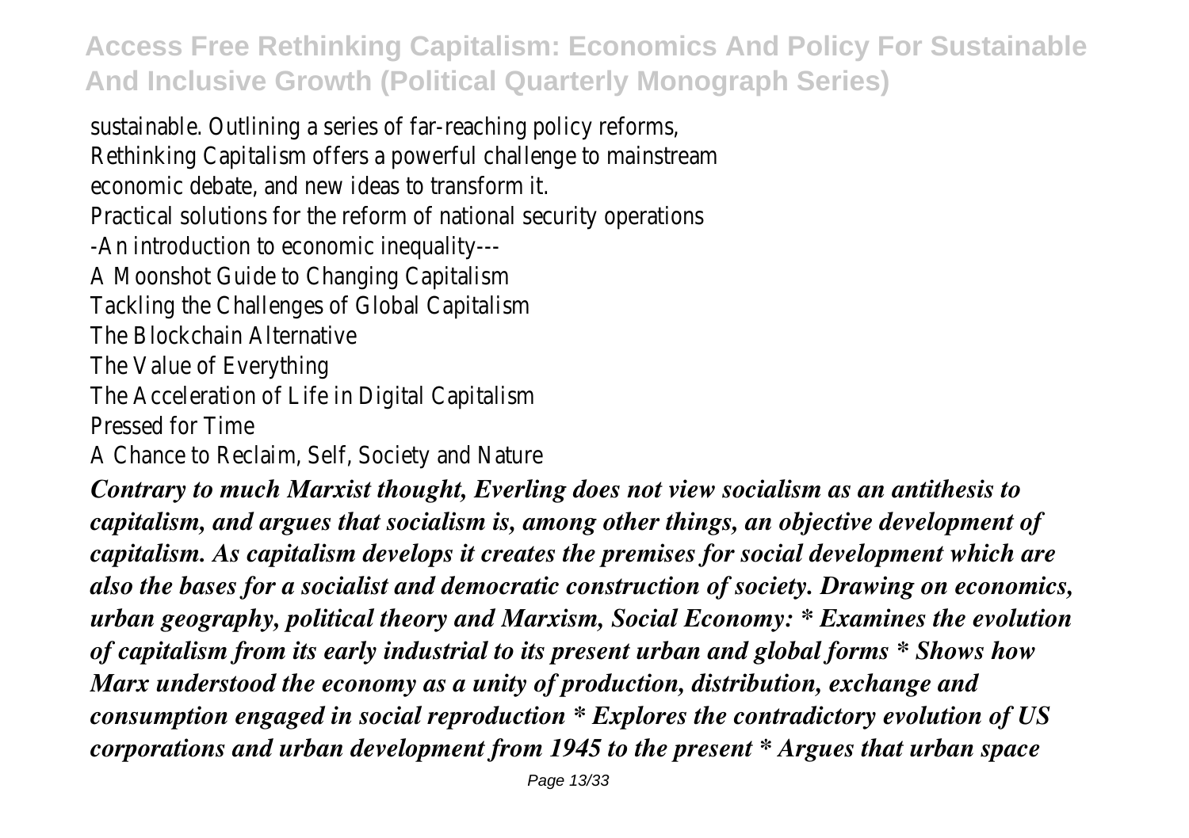sustainable. Outlining a series of far-reaching policy reforms, Rethinking Capitalism offers a powerful challenge to mainstream economic debate, and new ideas to transform it.

Practical solutions for the reform of national security operations

-An introduction to economic inequality---

A Moonshot Guide to Changing Capitalism

Tackling the Challenges of Global Capitalism

The Blockchain Alternative

The Value of Everything

The Acceleration of Life in Digital Capitalism

Pressed for Time

A Chance to Reclaim, Self, Society and Nature

***Contrary to much Marxist thought, Everling does not view socialism as an antithesis to capitalism, and argues that socialism is, among other things, an objective development of capitalism. As capitalism develops it creates the premises for social development which are also the bases for a socialist and democratic construction of society. Drawing on economics, urban geography, political theory and Marxism, Social Economy: * Examines the evolution of capitalism from its early industrial to its present urban and global forms * Shows how Marx understood the economy as a unity of production, distribution, exchange and consumption engaged in social reproduction * Explores the contradictory evolution of US corporations and urban development from 1945 to the present * Argues that urban space***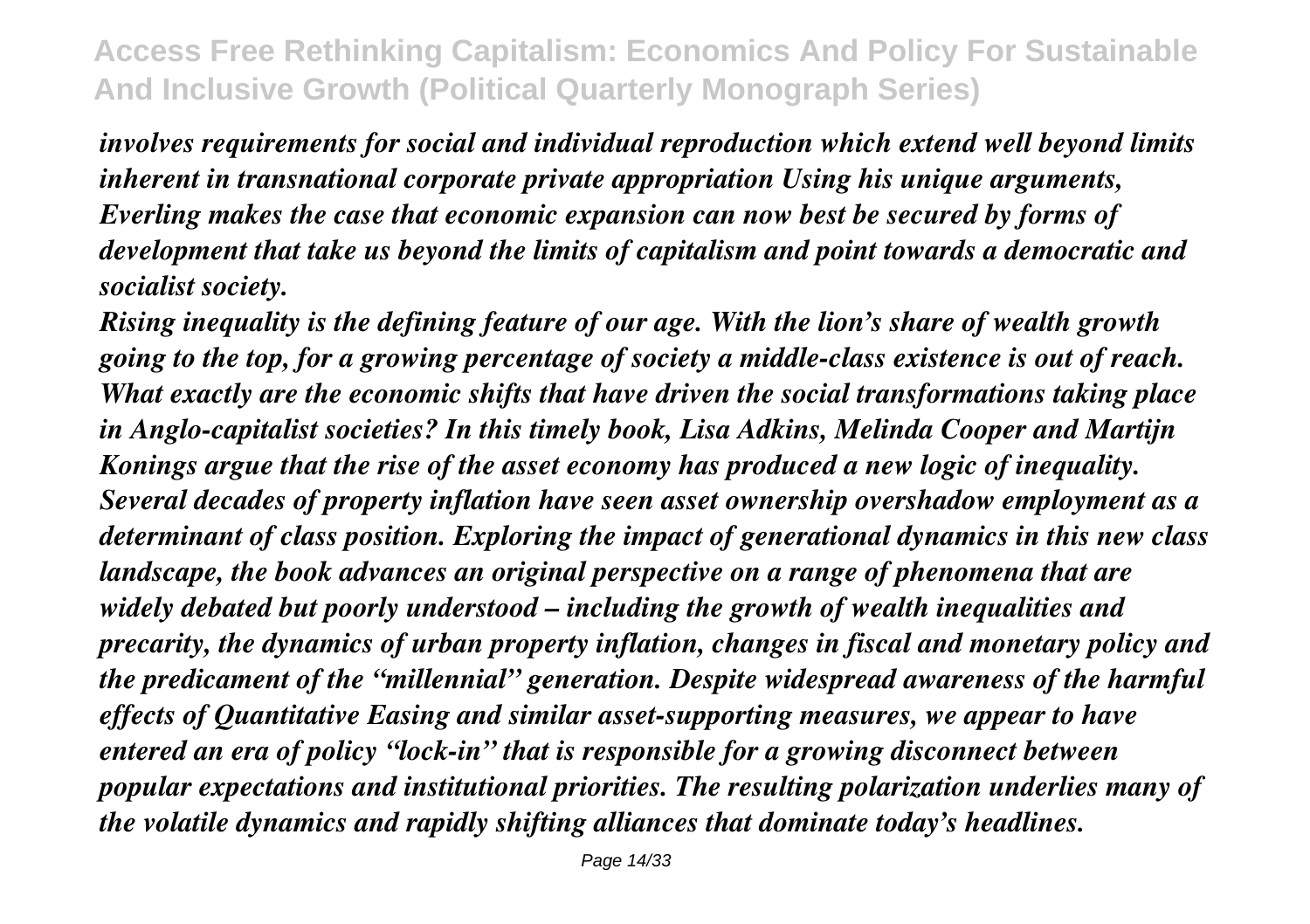*involves requirements for social and individual reproduction which extend well beyond limits inherent in transnational corporate private appropriation Using his unique arguments, Everling makes the case that economic expansion can now best be secured by forms of development that take us beyond the limits of capitalism and point towards a democratic and socialist society.*

*Rising inequality is the defining feature of our age. With the lion's share of wealth growth going to the top, for a growing percentage of society a middle-class existence is out of reach. What exactly are the economic shifts that have driven the social transformations taking place in Anglo-capitalist societies? In this timely book, Lisa Adkins, Melinda Cooper and Martijn Konings argue that the rise of the asset economy has produced a new logic of inequality. Several decades of property inflation have seen asset ownership overshadow employment as a determinant of class position. Exploring the impact of generational dynamics in this new class landscape, the book advances an original perspective on a range of phenomena that are widely debated but poorly understood – including the growth of wealth inequalities and precarity, the dynamics of urban property inflation, changes in fiscal and monetary policy and the predicament of the "millennial" generation. Despite widespread awareness of the harmful effects of Quantitative Easing and similar asset-supporting measures, we appear to have entered an era of policy "lock-in" that is responsible for a growing disconnect between popular expectations and institutional priorities. The resulting polarization underlies many of the volatile dynamics and rapidly shifting alliances that dominate today's headlines.*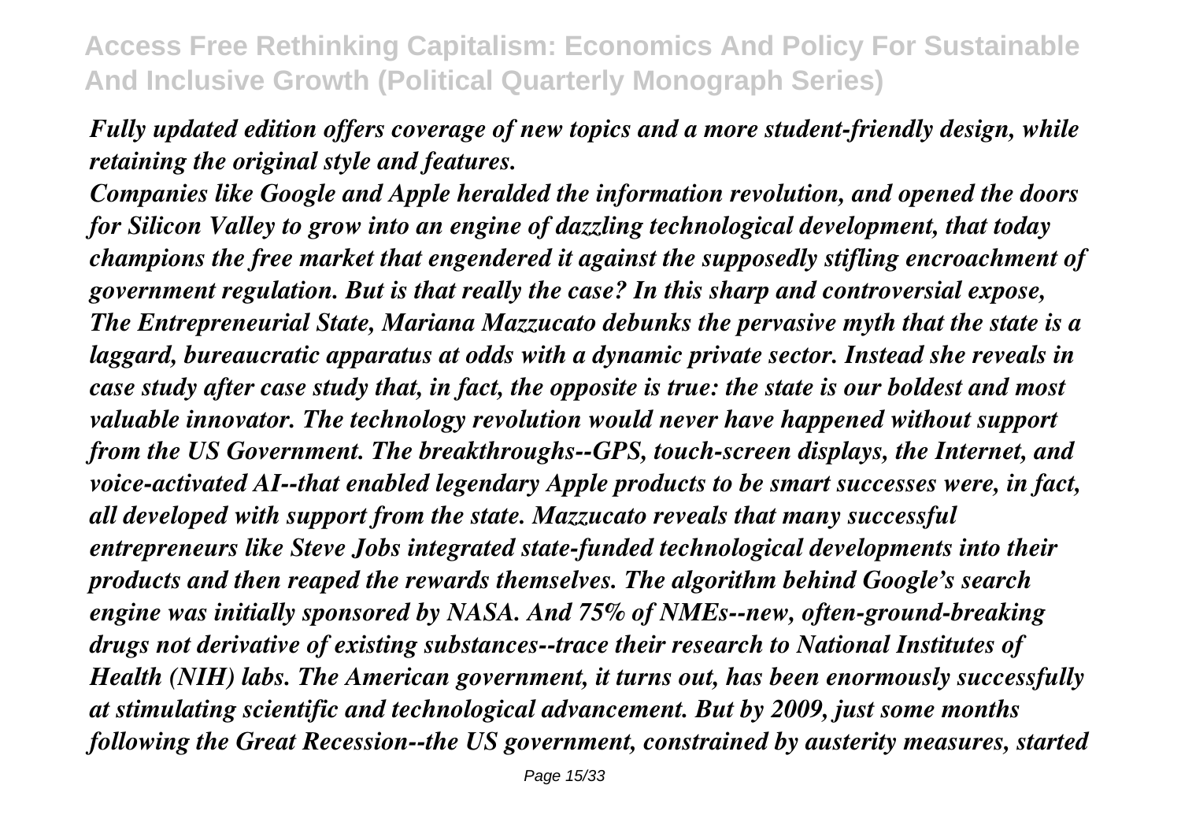*Fully updated edition offers coverage of new topics and a more student-friendly design, while retaining the original style and features.*

*Companies like Google and Apple heralded the information revolution, and opened the doors for Silicon Valley to grow into an engine of dazzling technological development, that today champions the free market that engendered it against the supposedly stifling encroachment of government regulation. But is that really the case? In this sharp and controversial expose, The Entrepreneurial State, Mariana Mazzucato debunks the pervasive myth that the state is a laggard, bureaucratic apparatus at odds with a dynamic private sector. Instead she reveals in case study after case study that, in fact, the opposite is true: the state is our boldest and most valuable innovator. The technology revolution would never have happened without support from the US Government. The breakthroughs--GPS, touch-screen displays, the Internet, and voice-activated AI--that enabled legendary Apple products to be smart successes were, in fact, all developed with support from the state. Mazzucato reveals that many successful entrepreneurs like Steve Jobs integrated state-funded technological developments into their products and then reaped the rewards themselves. The algorithm behind Google's search engine was initially sponsored by NASA. And 75% of NMEs--new, often-ground-breaking drugs not derivative of existing substances--trace their research to National Institutes of Health (NIH) labs. The American government, it turns out, has been enormously successfully at stimulating scientific and technological advancement. But by 2009, just some months following the Great Recession--the US government, constrained by austerity measures, started*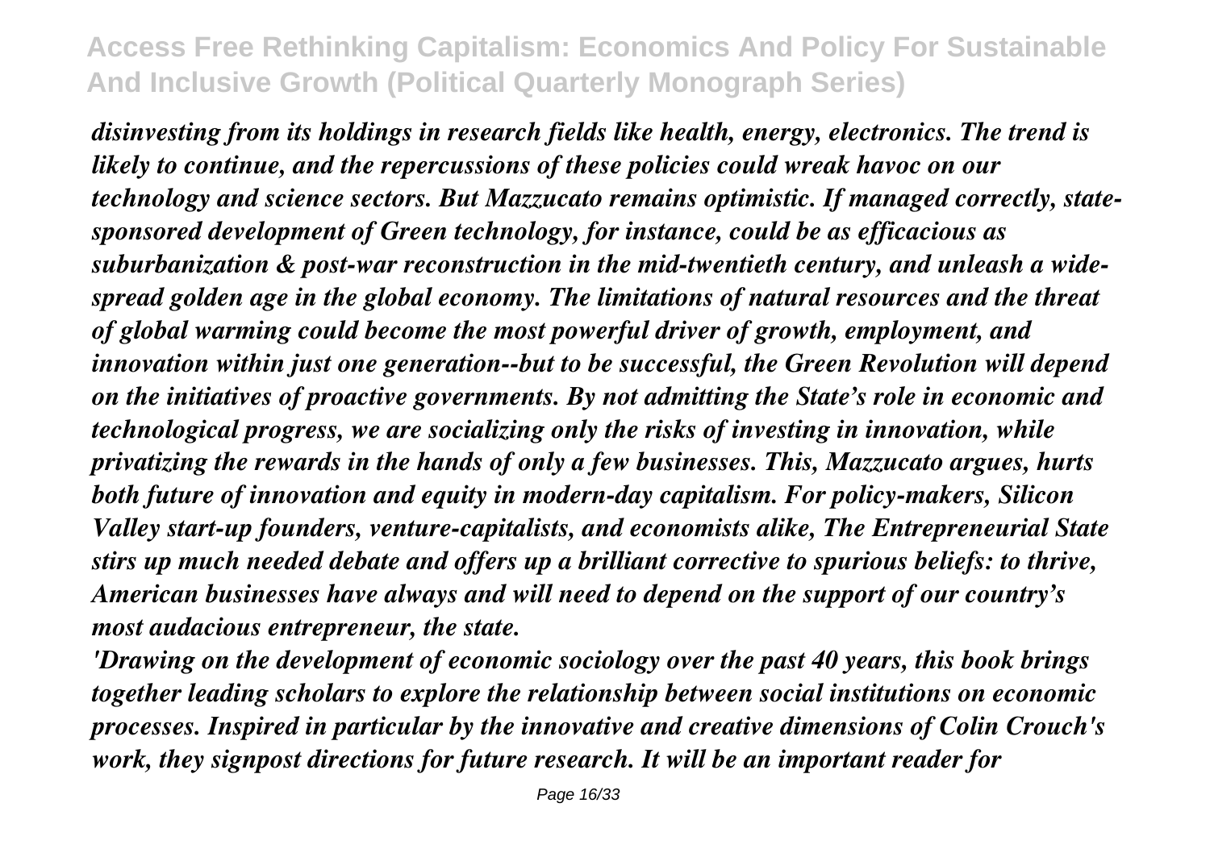*disinvesting from its holdings in research fields like health, energy, electronics. The trend is likely to continue, and the repercussions of these policies could wreak havoc on our technology and science sectors. But Mazzucato remains optimistic. If managed correctly, state-sponsored development of Green technology, for instance, could be as efficacious as suburbanization & post-war reconstruction in the mid-twentieth century, and unleash a wide-spread golden age in the global economy. The limitations of natural resources and the threat of global warming could become the most powerful driver of growth, employment, and innovation within just one generation--but to be successful, the Green Revolution will depend on the initiatives of proactive governments. By not admitting the State's role in economic and technological progress, we are socializing only the risks of investing in innovation, while privatizing the rewards in the hands of only a few businesses. This, Mazzucato argues, hurts both future of innovation and equity in modern-day capitalism. For policy-makers, Silicon Valley start-up founders, venture-capitalists, and economists alike, The Entrepreneurial State stirs up much needed debate and offers up a brilliant corrective to spurious beliefs: to thrive, American businesses have always and will need to depend on the support of our country's most audacious entrepreneur, the state.*

*'Drawing on the development of economic sociology over the past 40 years, this book brings together leading scholars to explore the relationship between social institutions on economic processes. Inspired in particular by the innovative and creative dimensions of Colin Crouch's work, they signpost directions for future research. It will be an important reader for*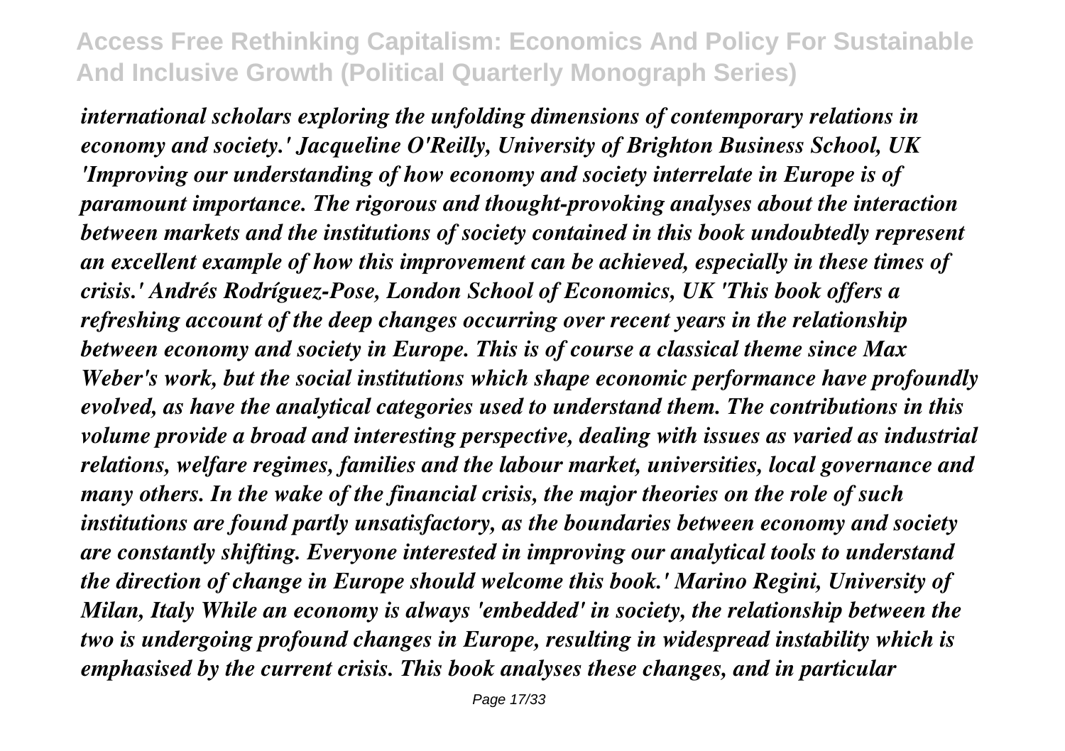*international scholars exploring the unfolding dimensions of contemporary relations in economy and society.' Jacqueline O'Reilly, University of Brighton Business School, UK 'Improving our understanding of how economy and society interrelate in Europe is of paramount importance. The rigorous and thought-provoking analyses about the interaction between markets and the institutions of society contained in this book undoubtedly represent an excellent example of how this improvement can be achieved, especially in these times of crisis.' Andrés Rodríguez-Pose, London School of Economics, UK 'This book offers a refreshing account of the deep changes occurring over recent years in the relationship between economy and society in Europe. This is of course a classical theme since Max Weber's work, but the social institutions which shape economic performance have profoundly evolved, as have the analytical categories used to understand them. The contributions in this volume provide a broad and interesting perspective, dealing with issues as varied as industrial relations, welfare regimes, families and the labour market, universities, local governance and many others. In the wake of the financial crisis, the major theories on the role of such institutions are found partly unsatisfactory, as the boundaries between economy and society are constantly shifting. Everyone interested in improving our analytical tools to understand the direction of change in Europe should welcome this book.' Marino Regini, University of Milan, Italy While an economy is always 'embedded' in society, the relationship between the two is undergoing profound changes in Europe, resulting in widespread instability which is emphasised by the current crisis. This book analyses these changes, and in particular*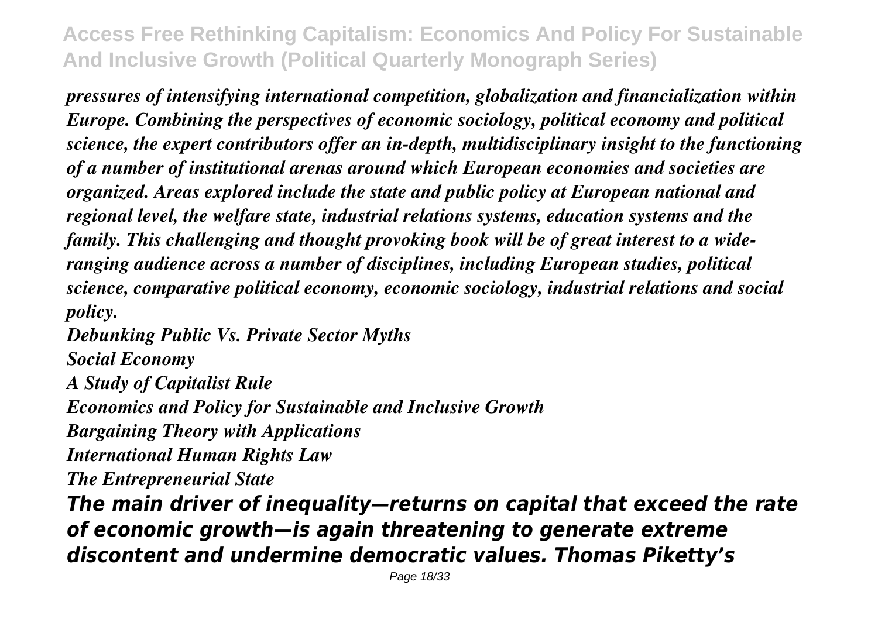*pressures of intensifying international competition, globalization and financialization within Europe. Combining the perspectives of economic sociology, political economy and political science, the expert contributors offer an in-depth, multidisciplinary insight to the functioning of a number of institutional arenas around which European economies and societies are organized. Areas explored include the state and public policy at European national and regional level, the welfare state, industrial relations systems, education systems and the family. This challenging and thought provoking book will be of great interest to a wide-ranging audience across a number of disciplines, including European studies, political science, comparative political economy, economic sociology, industrial relations and social policy.*

*Debunking Public Vs. Private Sector Myths*

*Social Economy*

*A Study of Capitalist Rule*

*Economics and Policy for Sustainable and Inclusive Growth*

*Bargaining Theory with Applications*

*International Human Rights Law*

*The Entrepreneurial State*

***The main driver of inequality—returns on capital that exceed the rate of economic growth—is again threatening to generate extreme discontent and undermine democratic values. Thomas Piketty's***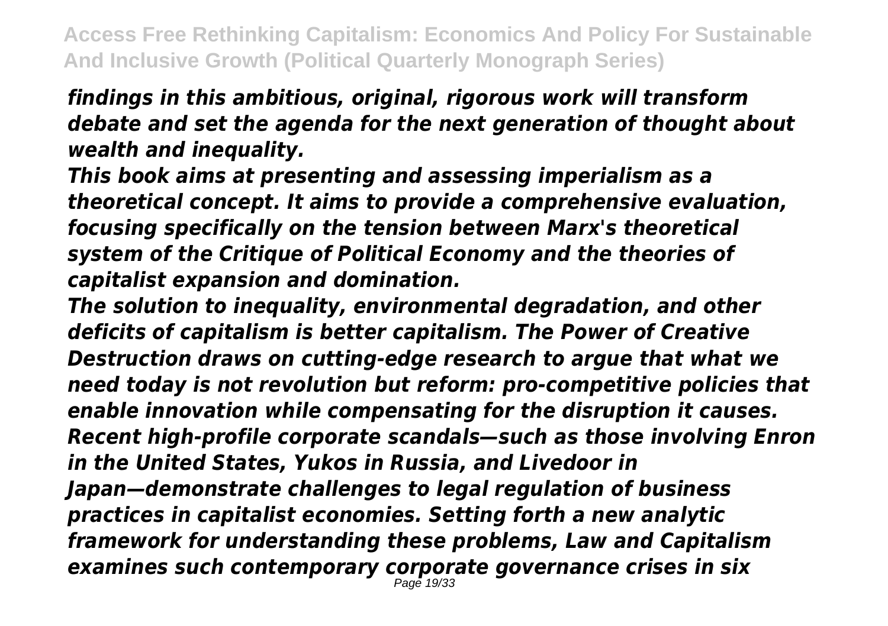*findings in this ambitious, original, rigorous work will transform debate and set the agenda for the next generation of thought about wealth and inequality.*

*This book aims at presenting and assessing imperialism as a theoretical concept. It aims to provide a comprehensive evaluation, focusing specifically on the tension between Marx's theoretical system of the Critique of Political Economy and the theories of capitalist expansion and domination.*

*The solution to inequality, environmental degradation, and other deficits of capitalism is better capitalism. The Power of Creative Destruction draws on cutting-edge research to argue that what we need today is not revolution but reform: pro-competitive policies that enable innovation while compensating for the disruption it causes.*

*Recent high-profile corporate scandals—such as those involving Enron in the United States, Yukos in Russia, and Livedoor in Japan—demonstrate challenges to legal regulation of business practices in capitalist economies. Setting forth a new analytic framework for understanding these problems, Law and Capitalism examines such contemporary corporate governance crises in six*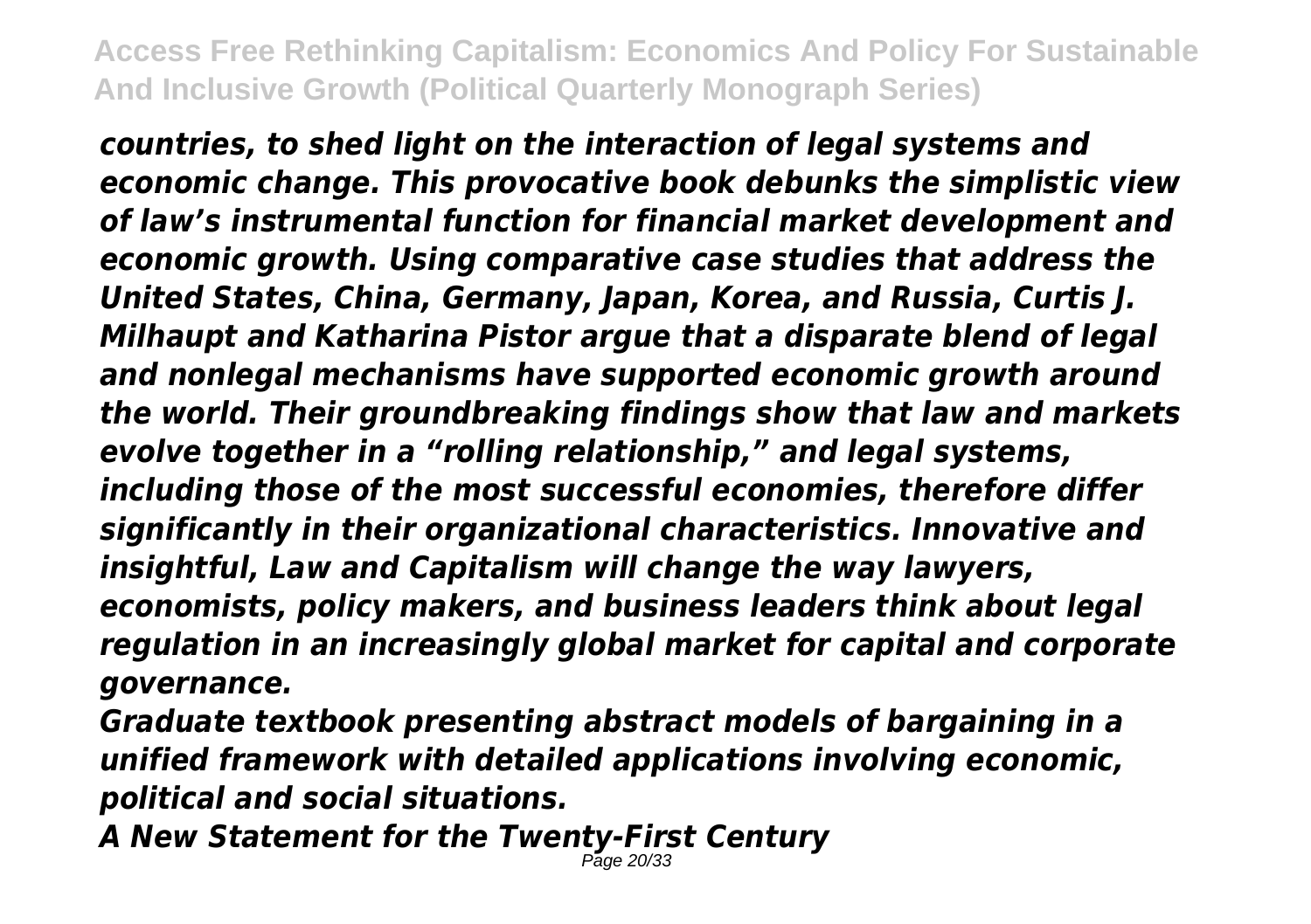*countries, to shed light on the interaction of legal systems and economic change. This provocative book debunks the simplistic view of law's instrumental function for financial market development and economic growth. Using comparative case studies that address the United States, China, Germany, Japan, Korea, and Russia, Curtis J. Milhaupt and Katharina Pistor argue that a disparate blend of legal and nonlegal mechanisms have supported economic growth around the world. Their groundbreaking findings show that law and markets evolve together in a "rolling relationship," and legal systems, including those of the most successful economies, therefore differ significantly in their organizational characteristics. Innovative and insightful, Law and Capitalism will change the way lawyers, economists, policy makers, and business leaders think about legal regulation in an increasingly global market for capital and corporate governance.*

*Graduate textbook presenting abstract models of bargaining in a unified framework with detailed applications involving economic, political and social situations.*

***A New Statement for the Twenty-First Century***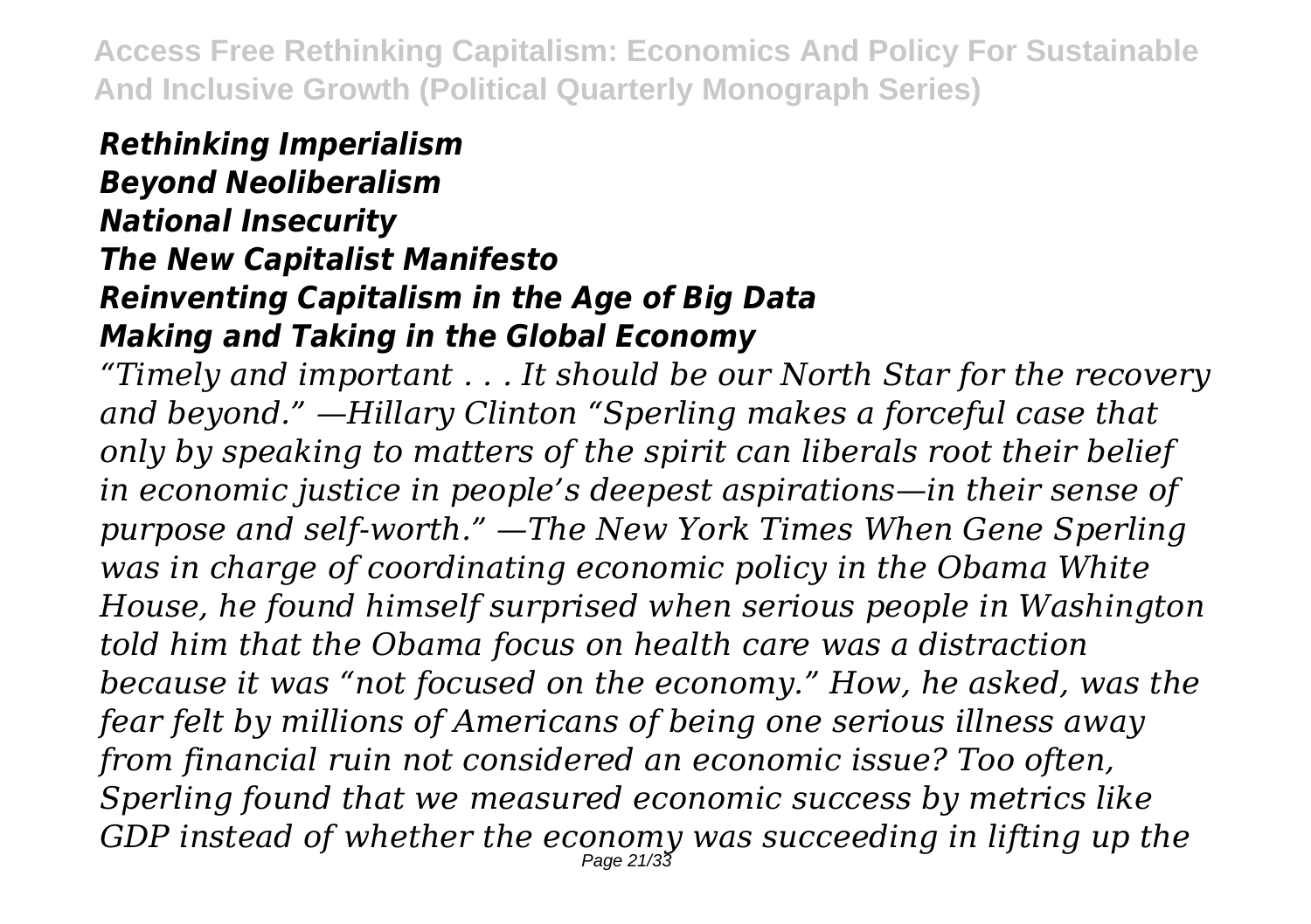***Rethinking Imperialism***
***Beyond Neoliberalism***
***National Insecurity***
***The New Capitalist Manifesto***
***Reinventing Capitalism in the Age of Big Data***
***Making and Taking in the Global Economy***

*"Timely and important . . . It should be our North Star for the recovery and beyond." —Hillary Clinton "Sperling makes a forceful case that only by speaking to matters of the spirit can liberals root their belief in economic justice in people's deepest aspirations—in their sense of purpose and self-worth." —The New York Times When Gene Sperling was in charge of coordinating economic policy in the Obama White House, he found himself surprised when serious people in Washington told him that the Obama focus on health care was a distraction because it was "not focused on the economy." How, he asked, was the fear felt by millions of Americans of being one serious illness away from financial ruin not considered an economic issue? Too often, Sperling found that we measured economic success by metrics like GDP instead of whether the economy was succeeding in lifting up the*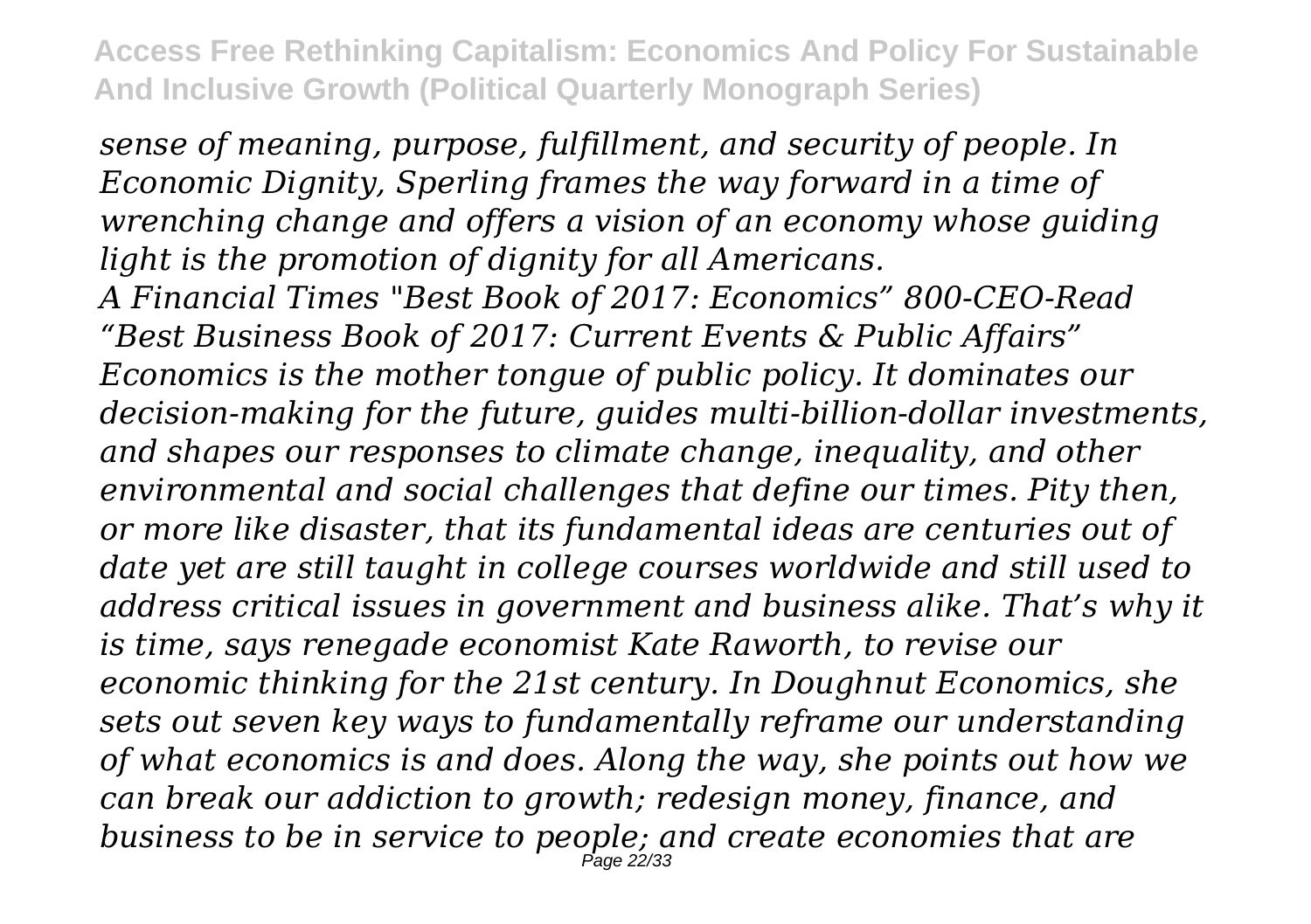*sense of meaning, purpose, fulfillment, and security of people. In Economic Dignity, Sperling frames the way forward in a time of wrenching change and offers a vision of an economy whose guiding light is the promotion of dignity for all Americans.*

*A Financial Times "Best Book of 2017: Economics" 800-CEO-Read "Best Business Book of 2017: Current Events & Public Affairs" Economics is the mother tongue of public policy. It dominates our decision-making for the future, guides multi-billion-dollar investments, and shapes our responses to climate change, inequality, and other environmental and social challenges that define our times. Pity then, or more like disaster, that its fundamental ideas are centuries out of date yet are still taught in college courses worldwide and still used to address critical issues in government and business alike. That's why it is time, says renegade economist Kate Raworth, to revise our economic thinking for the 21st century. In Doughnut Economics, she sets out seven key ways to fundamentally reframe our understanding of what economics is and does. Along the way, she points out how we can break our addiction to growth; redesign money, finance, and business to be in service to people; and create economies that are*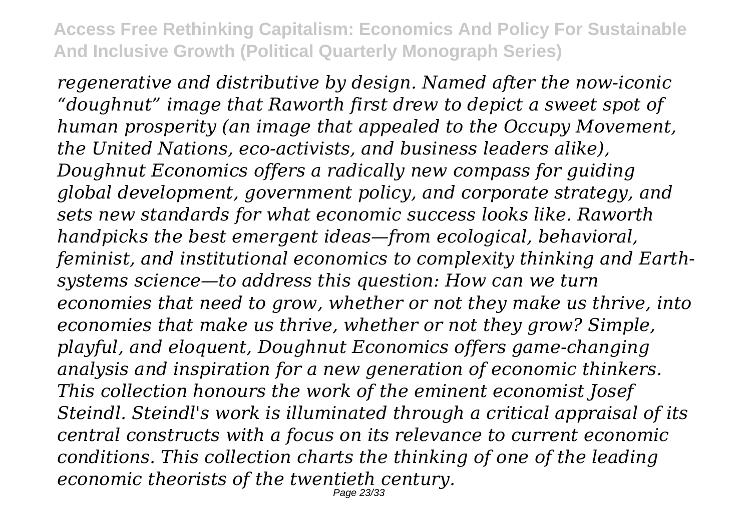*regenerative and distributive by design. Named after the now-iconic “doughnut” image that Raworth first drew to depict a sweet spot of human prosperity (an image that appealed to the Occupy Movement, the United Nations, eco-activists, and business leaders alike), Doughnut Economics offers a radically new compass for guiding global development, government policy, and corporate strategy, and sets new standards for what economic success looks like. Raworth handpicks the best emergent ideas—from ecological, behavioral, feminist, and institutional economics to complexity thinking and Earth-systems science—to address this question: How can we turn economies that need to grow, whether or not they make us thrive, into economies that make us thrive, whether or not they grow? Simple, playful, and eloquent, Doughnut Economics offers game-changing analysis and inspiration for a new generation of economic thinkers. This collection honours the work of the eminent economist Josef Steindl. Steindl's work is illuminated through a critical appraisal of its central constructs with a focus on its relevance to current economic conditions. This collection charts the thinking of one of the leading economic theorists of the twentieth century.*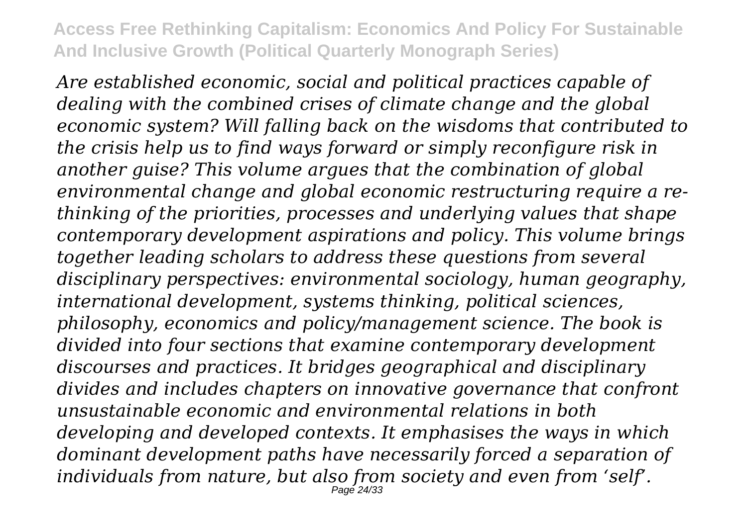*Are established economic, social and political practices capable of dealing with the combined crises of climate change and the global economic system? Will falling back on the wisdoms that contributed to the crisis help us to find ways forward or simply reconfigure risk in another guise? This volume argues that the combination of global environmental change and global economic restructuring require a re-thinking of the priorities, processes and underlying values that shape contemporary development aspirations and policy. This volume brings together leading scholars to address these questions from several disciplinary perspectives: environmental sociology, human geography, international development, systems thinking, political sciences, philosophy, economics and policy/management science. The book is divided into four sections that examine contemporary development discourses and practices. It bridges geographical and disciplinary divides and includes chapters on innovative governance that confront unsustainable economic and environmental relations in both developing and developed contexts. It emphasises the ways in which dominant development paths have necessarily forced a separation of individuals from nature, but also from society and even from 'self'.*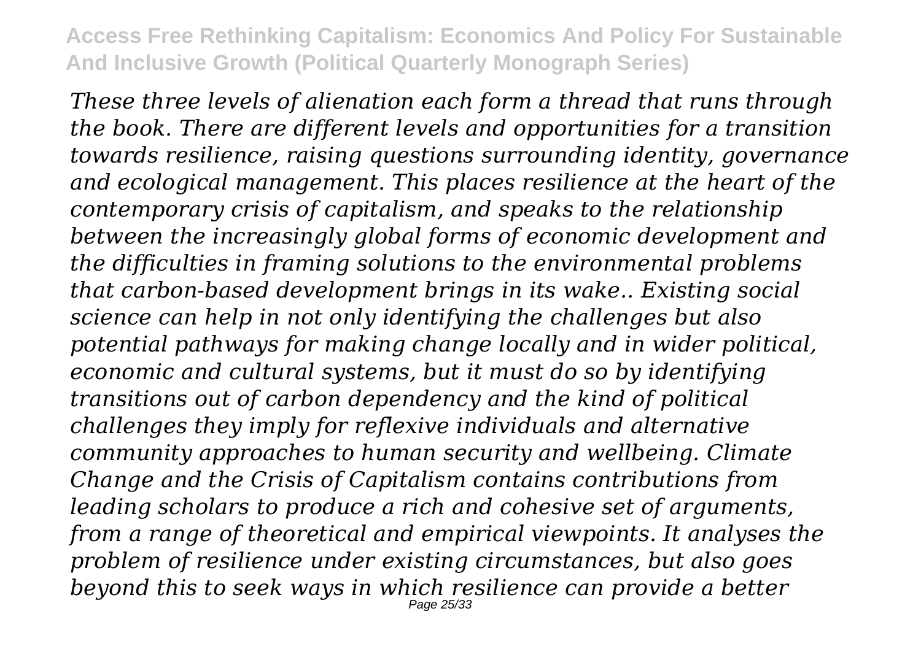*These three levels of alienation each form a thread that runs through the book. There are different levels and opportunities for a transition towards resilience, raising questions surrounding identity, governance and ecological management. This places resilience at the heart of the contemporary crisis of capitalism, and speaks to the relationship between the increasingly global forms of economic development and the difficulties in framing solutions to the environmental problems that carbon-based development brings in its wake.. Existing social science can help in not only identifying the challenges but also potential pathways for making change locally and in wider political, economic and cultural systems, but it must do so by identifying transitions out of carbon dependency and the kind of political challenges they imply for reflexive individuals and alternative community approaches to human security and wellbeing. Climate Change and the Crisis of Capitalism contains contributions from leading scholars to produce a rich and cohesive set of arguments, from a range of theoretical and empirical viewpoints. It analyses the problem of resilience under existing circumstances, but also goes beyond this to seek ways in which resilience can provide a better*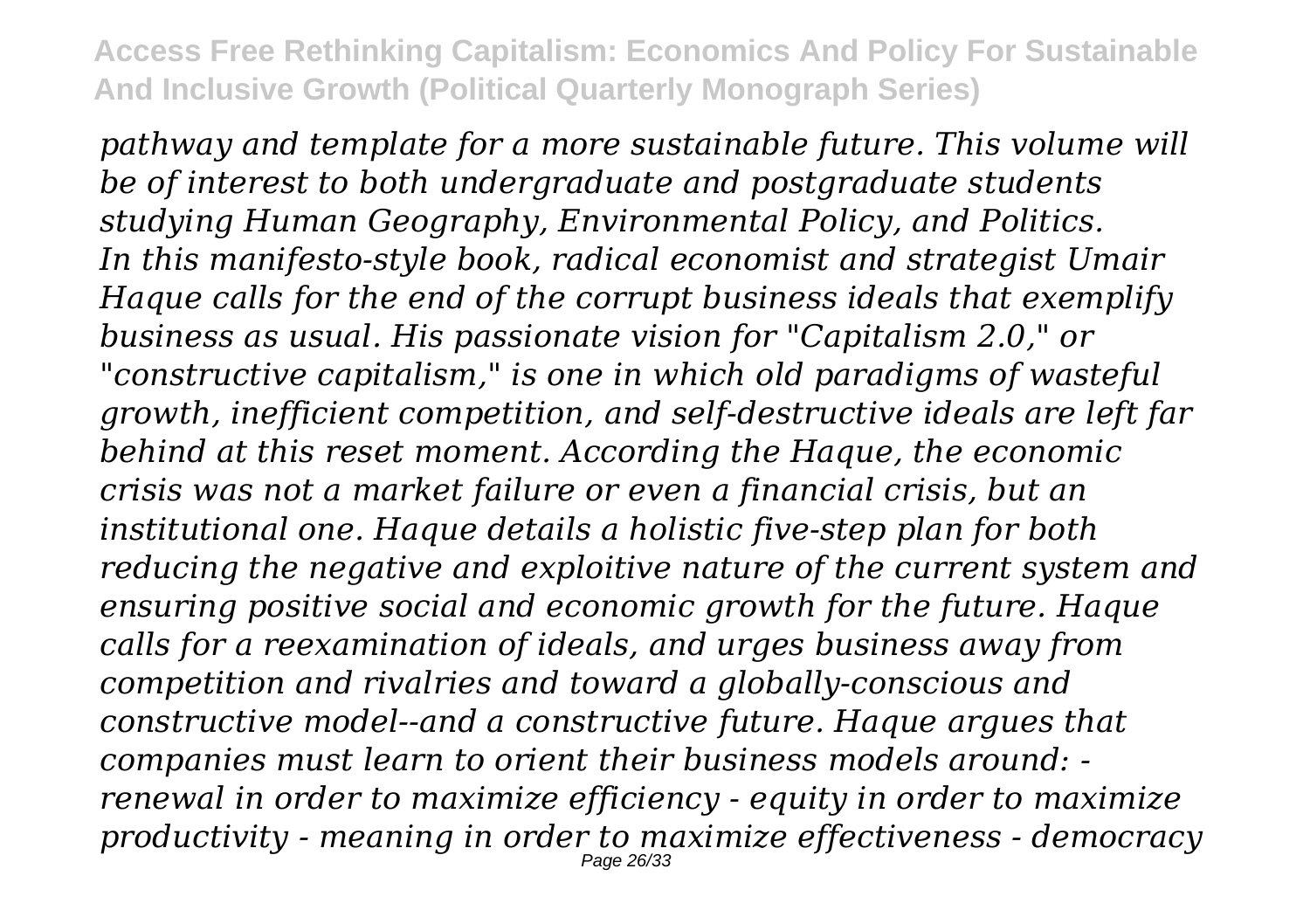*pathway and template for a more sustainable future. This volume will be of interest to both undergraduate and postgraduate students studying Human Geography, Environmental Policy, and Politics.*

*In this manifesto-style book, radical economist and strategist Umair Haque calls for the end of the corrupt business ideals that exemplify business as usual. His passionate vision for "Capitalism 2.0," or "constructive capitalism," is one in which old paradigms of wasteful growth, inefficient competition, and self-destructive ideals are left far behind at this reset moment. According the Haque, the economic crisis was not a market failure or even a financial crisis, but an institutional one. Haque details a holistic five-step plan for both reducing the negative and exploitive nature of the current system and ensuring positive social and economic growth for the future. Haque calls for a reexamination of ideals, and urges business away from competition and rivalries and toward a globally-conscious and constructive model--and a constructive future. Haque argues that companies must learn to orient their business models around: - renewal in order to maximize efficiency - equity in order to maximize productivity - meaning in order to maximize effectiveness - democracy*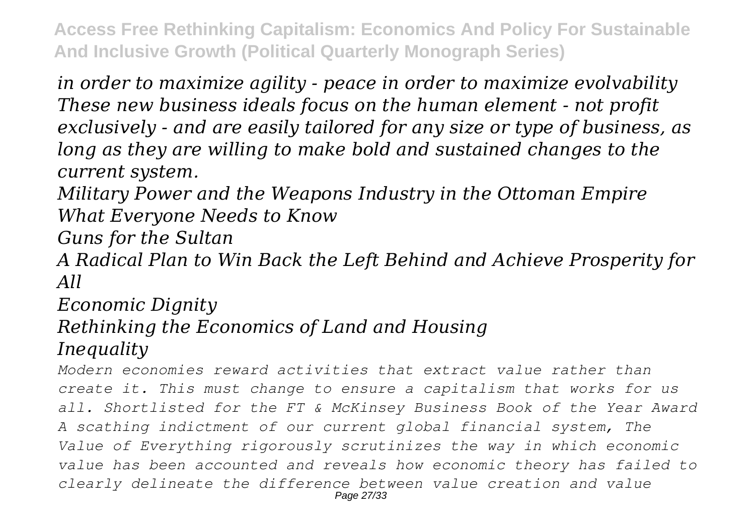*in order to maximize agility - peace in order to maximize evolvability These new business ideals focus on the human element - not profit exclusively - and are easily tailored for any size or type of business, as long as they are willing to make bold and sustained changes to the current system.*

*Military Power and the Weapons Industry in the Ottoman Empire*

*What Everyone Needs to Know*

*Guns for the Sultan*

*A Radical Plan to Win Back the Left Behind and Achieve Prosperity for All*

*Economic Dignity*

*Rethinking the Economics of Land and Housing*

*Inequality*

*Modern economies reward activities that extract value rather than create it. This must change to ensure a capitalism that works for us all. Shortlisted for the FT & McKinsey Business Book of the Year Award A scathing indictment of our current global financial system, The Value of Everything rigorously scrutinizes the way in which economic value has been accounted and reveals how economic theory has failed to clearly delineate the difference between value creation and value*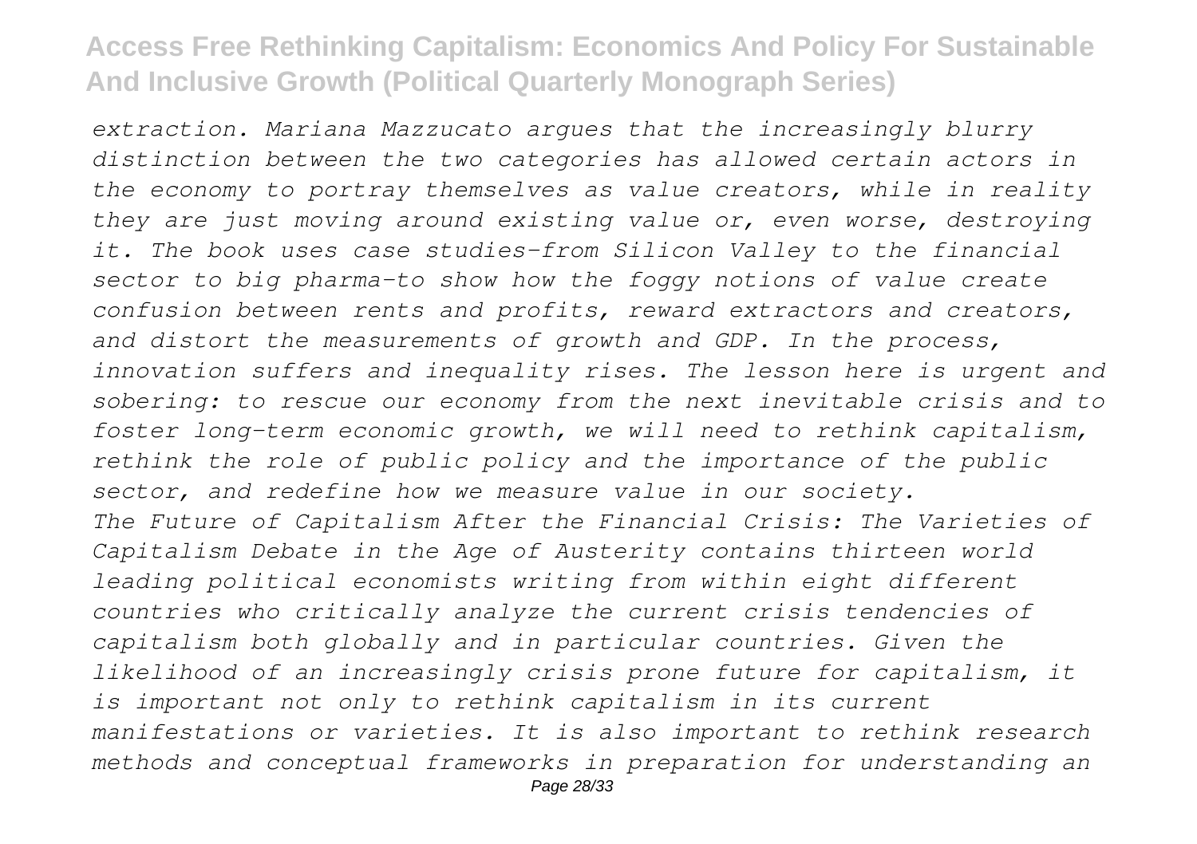*extraction. Mariana Mazzucato argues that the increasingly blurry distinction between the two categories has allowed certain actors in the economy to portray themselves as value creators, while in reality they are just moving around existing value or, even worse, destroying it. The book uses case studies–from Silicon Valley to the financial sector to big pharma–to show how the foggy notions of value create confusion between rents and profits, reward extractors and creators, and distort the measurements of growth and GDP. In the process, innovation suffers and inequality rises. The lesson here is urgent and sobering: to rescue our economy from the next inevitable crisis and to foster long-term economic growth, we will need to rethink capitalism, rethink the role of public policy and the importance of the public sector, and redefine how we measure value in our society.*

*The Future of Capitalism After the Financial Crisis: The Varieties of Capitalism Debate in the Age of Austerity contains thirteen world leading political economists writing from within eight different countries who critically analyze the current crisis tendencies of capitalism both globally and in particular countries. Given the likelihood of an increasingly crisis prone future for capitalism, it is important not only to rethink capitalism in its current manifestations or varieties. It is also important to rethink research methods and conceptual frameworks in preparation for understanding an*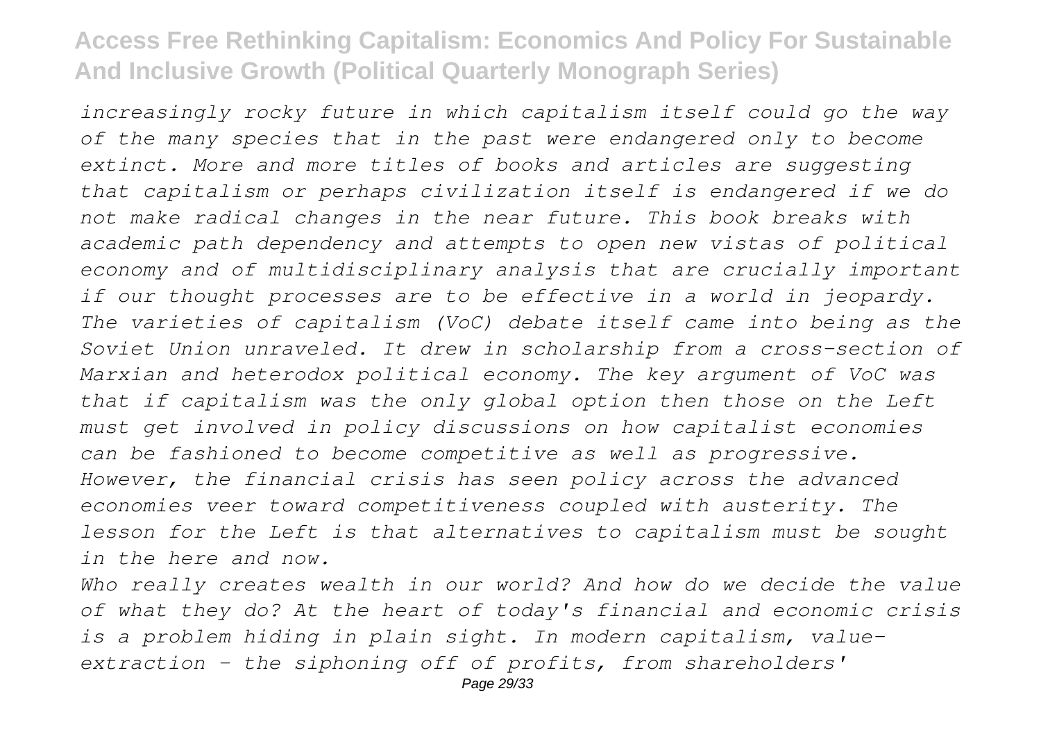*increasingly rocky future in which capitalism itself could go the way of the many species that in the past were endangered only to become extinct. More and more titles of books and articles are suggesting that capitalism or perhaps civilization itself is endangered if we do not make radical changes in the near future. This book breaks with academic path dependency and attempts to open new vistas of political economy and of multidisciplinary analysis that are crucially important if our thought processes are to be effective in a world in jeopardy.*
*The varieties of capitalism (VoC) debate itself came into being as the Soviet Union unraveled. It drew in scholarship from a cross-section of Marxian and heterodox political economy. The key argument of VoC was that if capitalism was the only global option then those on the Left must get involved in policy discussions on how capitalist economies can be fashioned to become competitive as well as progressive. However, the financial crisis has seen policy across the advanced economies veer toward competitiveness coupled with austerity. The lesson for the Left is that alternatives to capitalism must be sought in the here and now.*

*Who really creates wealth in our world? And how do we decide the value of what they do? At the heart of today's financial and economic crisis is a problem hiding in plain sight. In modern capitalism, value-extraction - the siphoning off of profits, from shareholders'*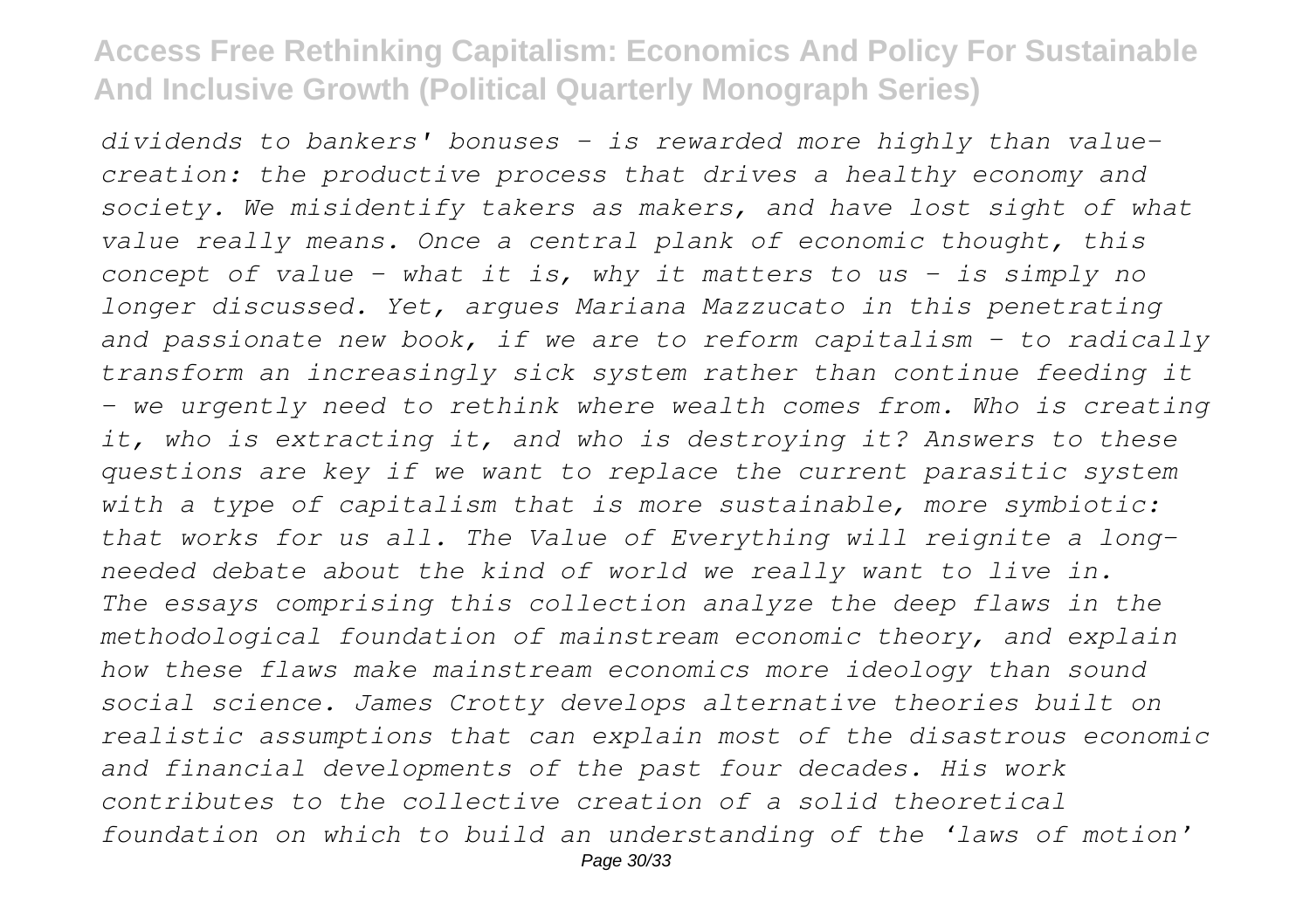*dividends to bankers' bonuses - is rewarded more highly than value-creation: the productive process that drives a healthy economy and society. We misidentify takers as makers, and have lost sight of what value really means. Once a central plank of economic thought, this concept of value - what it is, why it matters to us - is simply no longer discussed. Yet, argues Mariana Mazzucato in this penetrating and passionate new book, if we are to reform capitalism - to radically transform an increasingly sick system rather than continue feeding it - we urgently need to rethink where wealth comes from. Who is creating it, who is extracting it, and who is destroying it? Answers to these questions are key if we want to replace the current parasitic system with a type of capitalism that is more sustainable, more symbiotic: that works for us all. The Value of Everything will reignite a long-needed debate about the kind of world we really want to live in.*
*The essays comprising this collection analyze the deep flaws in the methodological foundation of mainstream economic theory, and explain how these flaws make mainstream economics more ideology than sound social science. James Crotty develops alternative theories built on realistic assumptions that can explain most of the disastrous economic and financial developments of the past four decades. His work contributes to the collective creation of a solid theoretical foundation on which to build an understanding of the 'laws of motion'*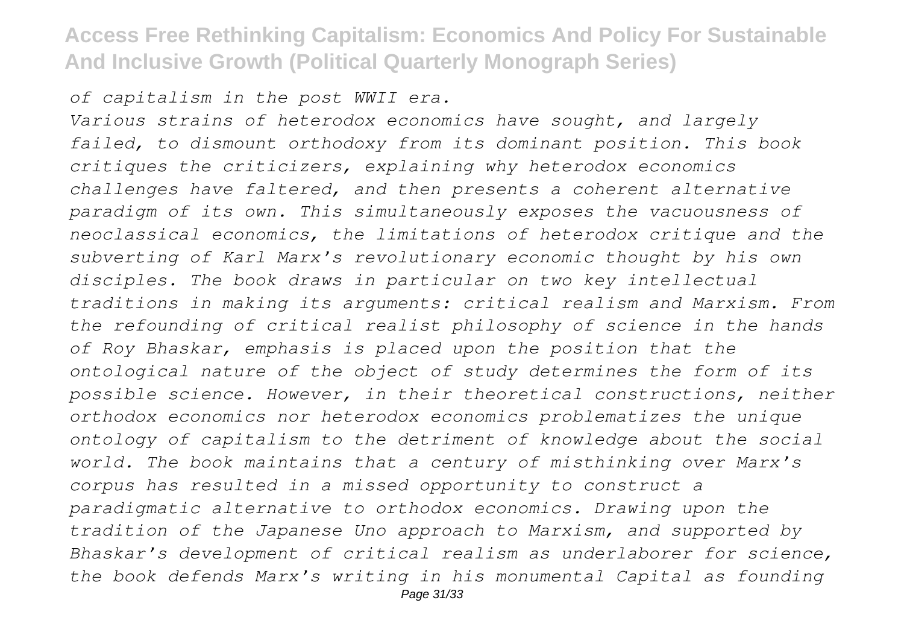*of capitalism in the post WWII era.*

*Various strains of heterodox economics have sought, and largely failed, to dismount orthodoxy from its dominant position. This book critiques the criticizers, explaining why heterodox economics challenges have faltered, and then presents a coherent alternative paradigm of its own. This simultaneously exposes the vacuousness of neoclassical economics, the limitations of heterodox critique and the subverting of Karl Marx's revolutionary economic thought by his own disciples. The book draws in particular on two key intellectual traditions in making its arguments: critical realism and Marxism. From the refounding of critical realist philosophy of science in the hands of Roy Bhaskar, emphasis is placed upon the position that the ontological nature of the object of study determines the form of its possible science. However, in their theoretical constructions, neither orthodox economics nor heterodox economics problematizes the unique ontology of capitalism to the detriment of knowledge about the social world. The book maintains that a century of misthinking over Marx's corpus has resulted in a missed opportunity to construct a paradigmatic alternative to orthodox economics. Drawing upon the tradition of the Japanese Uno approach to Marxism, and supported by Bhaskar's development of critical realism as underlaborer for science, the book defends Marx's writing in his monumental Capital as founding*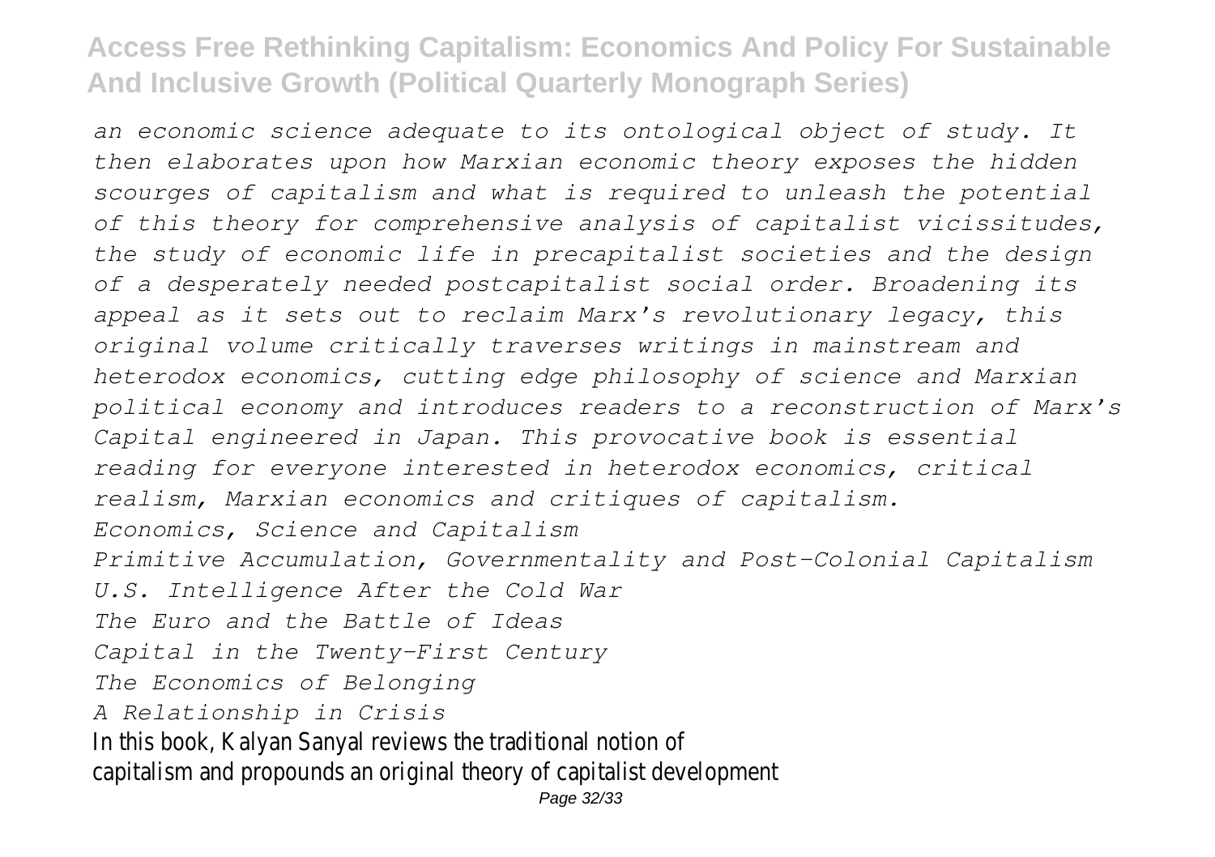*an economic science adequate to its ontological object of study. It then elaborates upon how Marxian economic theory exposes the hidden scourges of capitalism and what is required to unleash the potential of this theory for comprehensive analysis of capitalist vicissitudes, the study of economic life in precapitalist societies and the design of a desperately needed postcapitalist social order. Broadening its appeal as it sets out to reclaim Marx's revolutionary legacy, this original volume critically traverses writings in mainstream and heterodox economics, cutting edge philosophy of science and Marxian political economy and introduces readers to a reconstruction of Marx's Capital engineered in Japan. This provocative book is essential reading for everyone interested in heterodox economics, critical realism, Marxian economics and critiques of capitalism.*

*Economics, Science and Capitalism*

*Primitive Accumulation, Governmentality and Post-Colonial Capitalism*

*U.S. Intelligence After the Cold War*

*The Euro and the Battle of Ideas*

*Capital in the Twenty-First Century*

*The Economics of Belonging*

*A Relationship in Crisis*

In this book, Kalyan Sanyal reviews the traditional notion of capitalism and propounds an original theory of capitalist development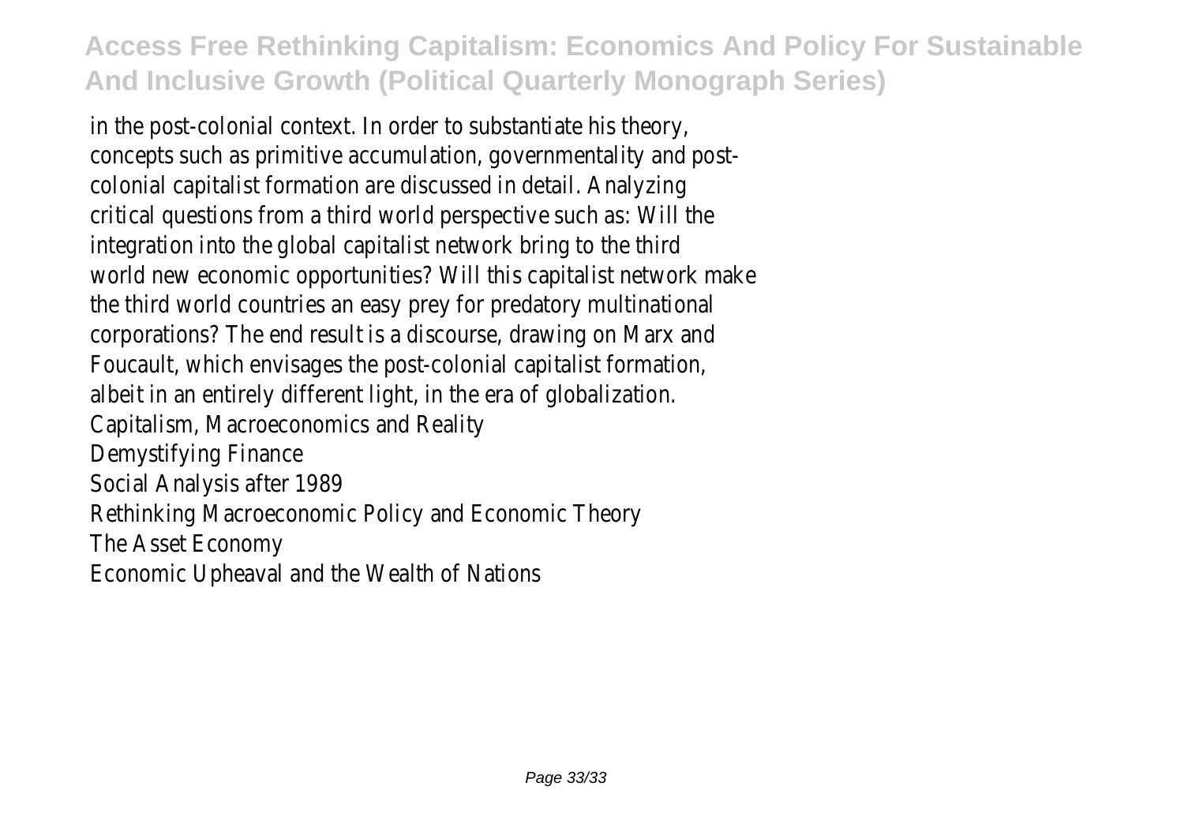in the post-colonial context. In order to substantiate his theory, concepts such as primitive accumulation, governmentality and post-colonial capitalist formation are discussed in detail. Analyzing critical questions from a third world perspective such as: Will the integration into the global capitalist network bring to the third world new economic opportunities? Will this capitalist network make the third world countries an easy prey for predatory multinational corporations? The end result is a discourse, drawing on Marx and Foucault, which envisages the post-colonial capitalist formation, albeit in an entirely different light, in the era of globalization.

Capitalism, Macroeconomics and Reality

Demystifying Finance

Social Analysis after 1989

Rethinking Macroeconomic Policy and Economic Theory

The Asset Economy

Economic Upheaval and the Wealth of Nations